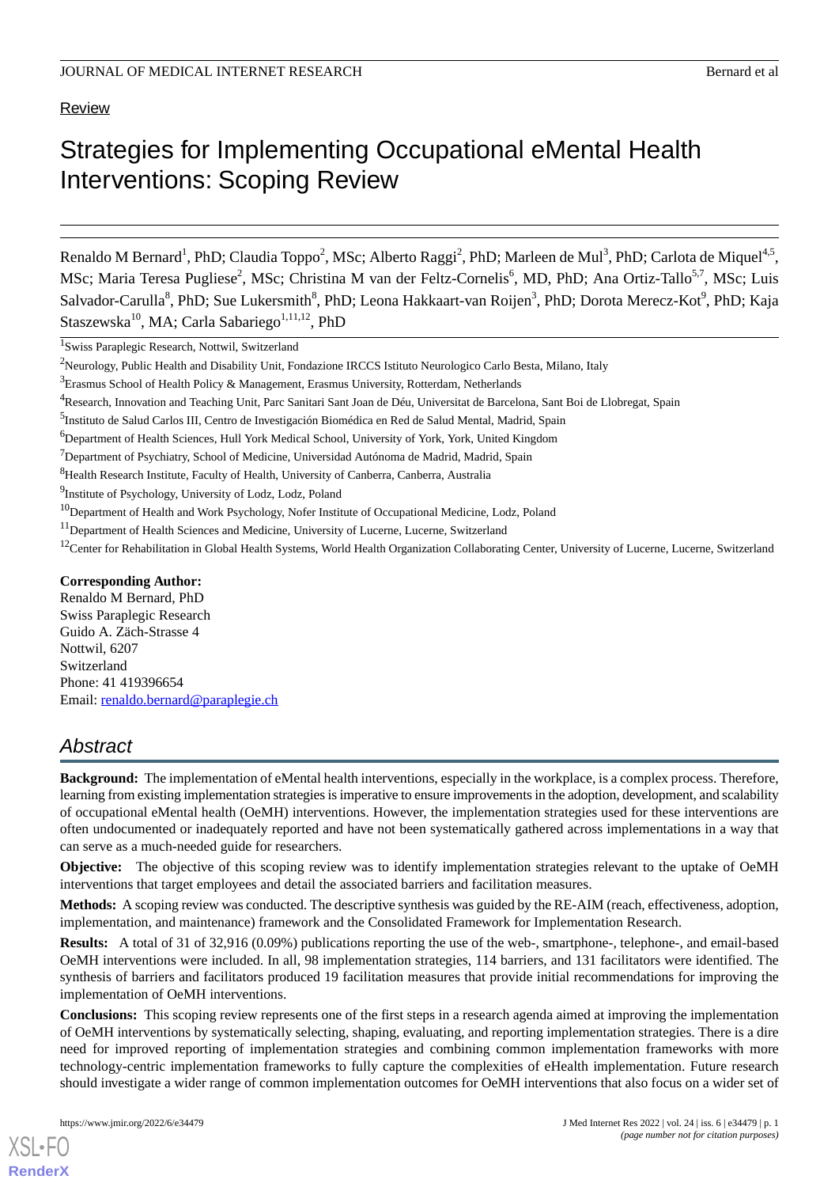Review

# Strategies for Implementing Occupational eMental Health Interventions: Scoping Review

Renaldo M Bernard[1], PhD; Claudia Toppo[2], MSc; Alberto Raggi[2], PhD; Marleen de Mul[3], PhD; Carlota de Miquel[4,5], MSc; Maria Teresa Pugliese[2], MSc; Christina M van der Feltz-Cornelis[6], MD, PhD; Ana Ortiz-Tallo[5,7], MSc; Luis Salvador-Carulla[8], PhD; Sue Lukersmith[8], PhD; Leona Hakkaart-van Roijen[3], PhD; Dorota Merecz-Kot[9], PhD; Kaja Staszewska[10], MA; Carla Sabariego[1,11,12], PhD

[1]Swiss Paraplegic Research, Nottwil, Switzerland

[2]Neurology, Public Health and Disability Unit, Fondazione IRCCS Istituto Neurologico Carlo Besta, Milano, Italy

[3]Erasmus School of Health Policy & Management, Erasmus University, Rotterdam, Netherlands

[4]Research, Innovation and Teaching Unit, Parc Sanitari Sant Joan de Déu, Universitat de Barcelona, Sant Boi de Llobregat, Spain

[5]Instituto de Salud Carlos III, Centro de Investigación Biomédica en Red de Salud Mental, Madrid, Spain

[6]Department of Health Sciences, Hull York Medical School, University of York, York, United Kingdom

[7]Department of Psychiatry, School of Medicine, Universidad Autónoma de Madrid, Madrid, Spain

[8]Health Research Institute, Faculty of Health, University of Canberra, Canberra, Australia

[9]Institute of Psychology, University of Lodz, Lodz, Poland

[10]Department of Health and Work Psychology, Nofer Institute of Occupational Medicine, Lodz, Poland

[11]Department of Health Sciences and Medicine, University of Lucerne, Lucerne, Switzerland

[12]Center for Rehabilitation in Global Health Systems, World Health Organization Collaborating Center, University of Lucerne, Lucerne, Switzerland

**Corresponding Author:**
Renaldo M Bernard, PhD
Swiss Paraplegic Research
Guido A. Zäch-Strasse 4
Nottwil, 6207
Switzerland
Phone: 41 419396654
Email: renaldo.bernard@paraplegie.ch

## Abstract

**Background:** The implementation of eMental health interventions, especially in the workplace, is a complex process. Therefore, learning from existing implementation strategies is imperative to ensure improvements in the adoption, development, and scalability of occupational eMental health (OeMH) interventions. However, the implementation strategies used for these interventions are often undocumented or inadequately reported and have not been systematically gathered across implementations in a way that can serve as a much-needed guide for researchers.

**Objective:** The objective of this scoping review was to identify implementation strategies relevant to the uptake of OeMH interventions that target employees and detail the associated barriers and facilitation measures.

**Methods:** A scoping review was conducted. The descriptive synthesis was guided by the RE-AIM (reach, effectiveness, adoption, implementation, and maintenance) framework and the Consolidated Framework for Implementation Research.

**Results:** A total of 31 of 32,916 (0.09%) publications reporting the use of the web-, smartphone-, telephone-, and email-based OeMH interventions were included. In all, 98 implementation strategies, 114 barriers, and 131 facilitators were identified. The synthesis of barriers and facilitators produced 19 facilitation measures that provide initial recommendations for improving the implementation of OeMH interventions.

**Conclusions:** This scoping review represents one of the first steps in a research agenda aimed at improving the implementation of OeMH interventions by systematically selecting, shaping, evaluating, and reporting implementation strategies. There is a dire need for improved reporting of implementation strategies and combining common implementation frameworks with more technology-centric implementation frameworks to fully capture the complexities of eHealth implementation. Future research should investigate a wider range of common implementation outcomes for OeMH interventions that also focus on a wider set of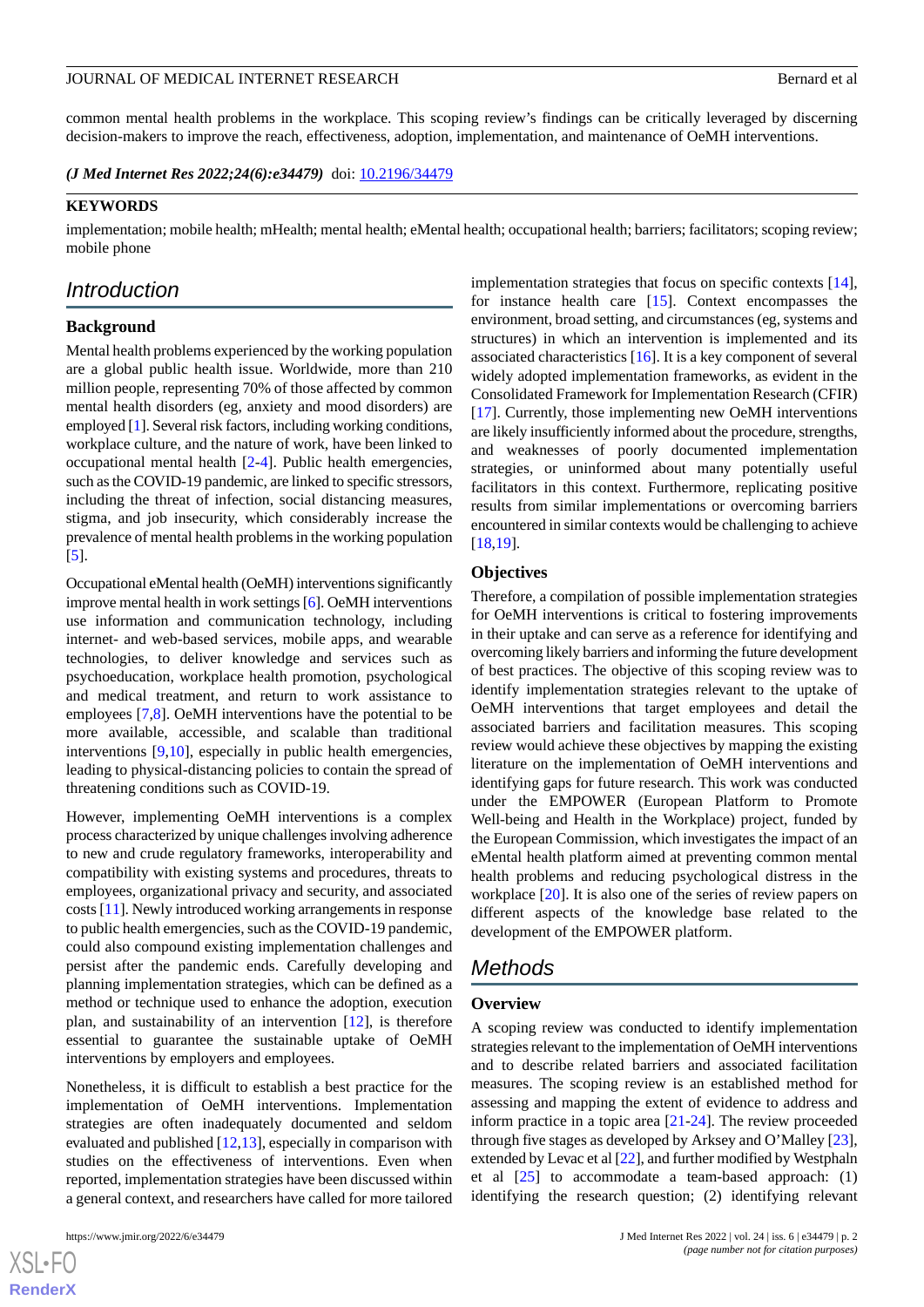common mental health problems in the workplace. This scoping review's findings can be critically leveraged by discerning decision-makers to improve the reach, effectiveness, adoption, implementation, and maintenance of OeMH interventions.

***(J Med Internet Res 2022;24(6):e34479)*** doi: 10.2196/34479

**KEYWORDS**

implementation; mobile health; mHealth; mental health; eMental health; occupational health; barriers; facilitators; scoping review; mobile phone

## Introduction

### Background

Mental health problems experienced by the working population are a global public health issue. Worldwide, more than 210 million people, representing 70% of those affected by common mental health disorders (eg, anxiety and mood disorders) are employed [1]. Several risk factors, including working conditions, workplace culture, and the nature of work, have been linked to occupational mental health [2-4]. Public health emergencies, such as the COVID-19 pandemic, are linked to specific stressors, including the threat of infection, social distancing measures, stigma, and job insecurity, which considerably increase the prevalence of mental health problems in the working population [5].

Occupational eMental health (OeMH) interventions significantly improve mental health in work settings [6]. OeMH interventions use information and communication technology, including internet- and web-based services, mobile apps, and wearable technologies, to deliver knowledge and services such as psychoeducation, workplace health promotion, psychological and medical treatment, and return to work assistance to employees [7,8]. OeMH interventions have the potential to be more available, accessible, and scalable than traditional interventions [9,10], especially in public health emergencies, leading to physical-distancing policies to contain the spread of threatening conditions such as COVID-19.

However, implementing OeMH interventions is a complex process characterized by unique challenges involving adherence to new and crude regulatory frameworks, interoperability and compatibility with existing systems and procedures, threats to employees, organizational privacy and security, and associated costs [11]. Newly introduced working arrangements in response to public health emergencies, such as the COVID-19 pandemic, could also compound existing implementation challenges and persist after the pandemic ends. Carefully developing and planning implementation strategies, which can be defined as a method or technique used to enhance the adoption, execution plan, and sustainability of an intervention [12], is therefore essential to guarantee the sustainable uptake of OeMH interventions by employers and employees.

Nonetheless, it is difficult to establish a best practice for the implementation of OeMH interventions. Implementation strategies are often inadequately documented and seldom evaluated and published [12,13], especially in comparison with studies on the effectiveness of interventions. Even when reported, implementation strategies have been discussed within a general context, and researchers have called for more tailored implementation strategies that focus on specific contexts [14], for instance health care [15]. Context encompasses the environment, broad setting, and circumstances (eg, systems and structures) in which an intervention is implemented and its associated characteristics [16]. It is a key component of several widely adopted implementation frameworks, as evident in the Consolidated Framework for Implementation Research (CFIR) [17]. Currently, those implementing new OeMH interventions are likely insufficiently informed about the procedure, strengths, and weaknesses of poorly documented implementation strategies, or uninformed about many potentially useful facilitators in this context. Furthermore, replicating positive results from similar implementations or overcoming barriers encountered in similar contexts would be challenging to achieve [18,19].

### Objectives

Therefore, a compilation of possible implementation strategies for OeMH interventions is critical to fostering improvements in their uptake and can serve as a reference for identifying and overcoming likely barriers and informing the future development of best practices. The objective of this scoping review was to identify implementation strategies relevant to the uptake of OeMH interventions that target employees and detail the associated barriers and facilitation measures. This scoping review would achieve these objectives by mapping the existing literature on the implementation of OeMH interventions and identifying gaps for future research. This work was conducted under the EMPOWER (European Platform to Promote Well-being and Health in the Workplace) project, funded by the European Commission, which investigates the impact of an eMental health platform aimed at preventing common mental health problems and reducing psychological distress in the workplace [20]. It is also one of the series of review papers on different aspects of the knowledge base related to the development of the EMPOWER platform.

## Methods

### Overview

A scoping review was conducted to identify implementation strategies relevant to the implementation of OeMH interventions and to describe related barriers and associated facilitation measures. The scoping review is an established method for assessing and mapping the extent of evidence to address and inform practice in a topic area [21-24]. The review proceeded through five stages as developed by Arksey and O'Malley [23], extended by Levac et al [22], and further modified by Westphaln et al [25] to accommodate a team-based approach: (1) identifying the research question; (2) identifying relevant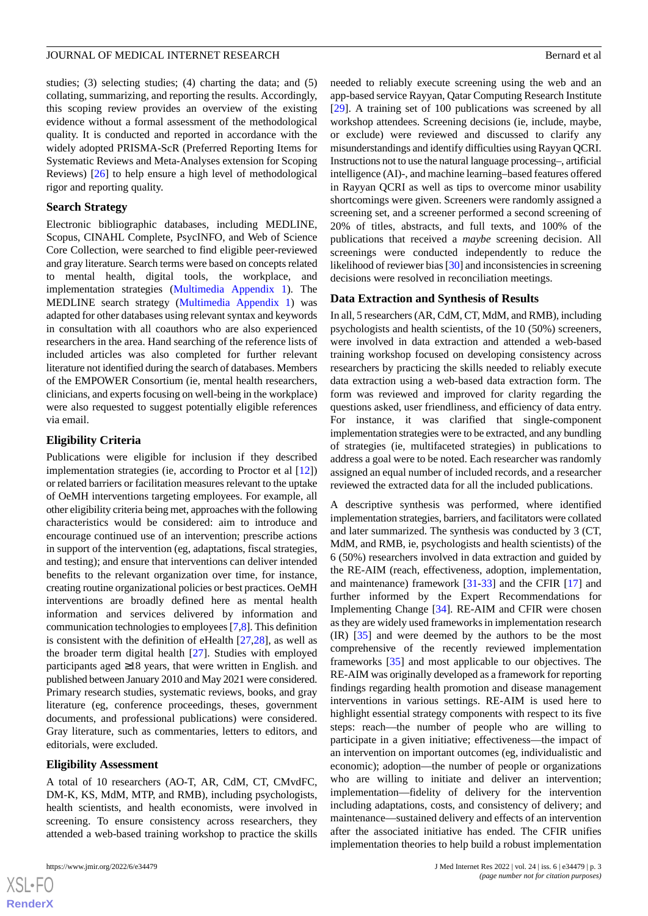studies; (3) selecting studies; (4) charting the data; and (5) collating, summarizing, and reporting the results. Accordingly, this scoping review provides an overview of the existing evidence without a formal assessment of the methodological quality. It is conducted and reported in accordance with the widely adopted PRISMA-ScR (Preferred Reporting Items for Systematic Reviews and Meta-Analyses extension for Scoping Reviews) [26] to help ensure a high level of methodological rigor and reporting quality.

### Search Strategy

Electronic bibliographic databases, including MEDLINE, Scopus, CINAHL Complete, PsycINFO, and Web of Science Core Collection, were searched to find eligible peer-reviewed and gray literature. Search terms were based on concepts related to mental health, digital tools, the workplace, and implementation strategies (Multimedia Appendix 1). The MEDLINE search strategy (Multimedia Appendix 1) was adapted for other databases using relevant syntax and keywords in consultation with all coauthors who are also experienced researchers in the area. Hand searching of the reference lists of included articles was also completed for further relevant literature not identified during the search of databases. Members of the EMPOWER Consortium (ie, mental health researchers, clinicians, and experts focusing on well-being in the workplace) were also requested to suggest potentially eligible references via email.

### Eligibility Criteria

Publications were eligible for inclusion if they described implementation strategies (ie, according to Proctor et al [12]) or related barriers or facilitation measures relevant to the uptake of OeMH interventions targeting employees. For example, all other eligibility criteria being met, approaches with the following characteristics would be considered: aim to introduce and encourage continued use of an intervention; prescribe activities in support of the intervention (eg, adaptations, fiscal strategies, and testing); and ensure that interventions can deliver intended benefits to the relevant organization over time, for instance, creating routine organizational policies or best practices. OeMH interventions are broadly defined here as mental health information and services delivered by information and communication technologies to employees [7,8]. This definition is consistent with the definition of eHealth [27,28], as well as the broader term digital health [27]. Studies with employed participants aged ≥18 years, that were written in English. and published between January 2010 and May 2021 were considered. Primary research studies, systematic reviews, books, and gray literature (eg, conference proceedings, theses, government documents, and professional publications) were considered. Gray literature, such as commentaries, letters to editors, and editorials, were excluded.

### Eligibility Assessment

A total of 10 researchers (AO-T, AR, CdM, CT, CMvdFC, DM-K, KS, MdM, MTP, and RMB), including psychologists, health scientists, and health economists, were involved in screening. To ensure consistency across researchers, they attended a web-based training workshop to practice the skills needed to reliably execute screening using the web and an app-based service Rayyan, Qatar Computing Research Institute [29]. A training set of 100 publications was screened by all workshop attendees. Screening decisions (ie, include, maybe, or exclude) were reviewed and discussed to clarify any misunderstandings and identify difficulties using Rayyan QCRI. Instructions not to use the natural language processing–, artificial intelligence (AI)-, and machine learning–based features offered in Rayyan QCRI as well as tips to overcome minor usability shortcomings were given. Screeners were randomly assigned a screening set, and a screener performed a second screening of 20% of titles, abstracts, and full texts, and 100% of the publications that received a *maybe* screening decision. All screenings were conducted independently to reduce the likelihood of reviewer bias [30] and inconsistencies in screening decisions were resolved in reconciliation meetings.

### Data Extraction and Synthesis of Results

In all, 5 researchers (AR, CdM, CT, MdM, and RMB), including psychologists and health scientists, of the 10 (50%) screeners, were involved in data extraction and attended a web-based training workshop focused on developing consistency across researchers by practicing the skills needed to reliably execute data extraction using a web-based data extraction form. The form was reviewed and improved for clarity regarding the questions asked, user friendliness, and efficiency of data entry. For instance, it was clarified that single-component implementation strategies were to be extracted, and any bundling of strategies (ie, multifaceted strategies) in publications to address a goal were to be noted. Each researcher was randomly assigned an equal number of included records, and a researcher reviewed the extracted data for all the included publications.

A descriptive synthesis was performed, where identified implementation strategies, barriers, and facilitators were collated and later summarized. The synthesis was conducted by 3 (CT, MdM, and RMB, ie, psychologists and health scientists) of the 6 (50%) researchers involved in data extraction and guided by the RE-AIM (reach, effectiveness, adoption, implementation, and maintenance) framework [31-33] and the CFIR [17] and further informed by the Expert Recommendations for Implementing Change [34]. RE-AIM and CFIR were chosen as they are widely used frameworks in implementation research (IR) [35] and were deemed by the authors to be the most comprehensive of the recently reviewed implementation frameworks [35] and most applicable to our objectives. The RE-AIM was originally developed as a framework for reporting findings regarding health promotion and disease management interventions in various settings. RE-AIM is used here to highlight essential strategy components with respect to its five steps: reach—the number of people who are willing to participate in a given initiative; effectiveness—the impact of an intervention on important outcomes (eg, individualistic and economic); adoption—the number of people or organizations who are willing to initiate and deliver an intervention; implementation—fidelity of delivery for the intervention including adaptations, costs, and consistency of delivery; and maintenance—sustained delivery and effects of an intervention after the associated initiative has ended. The CFIR unifies implementation theories to help build a robust implementation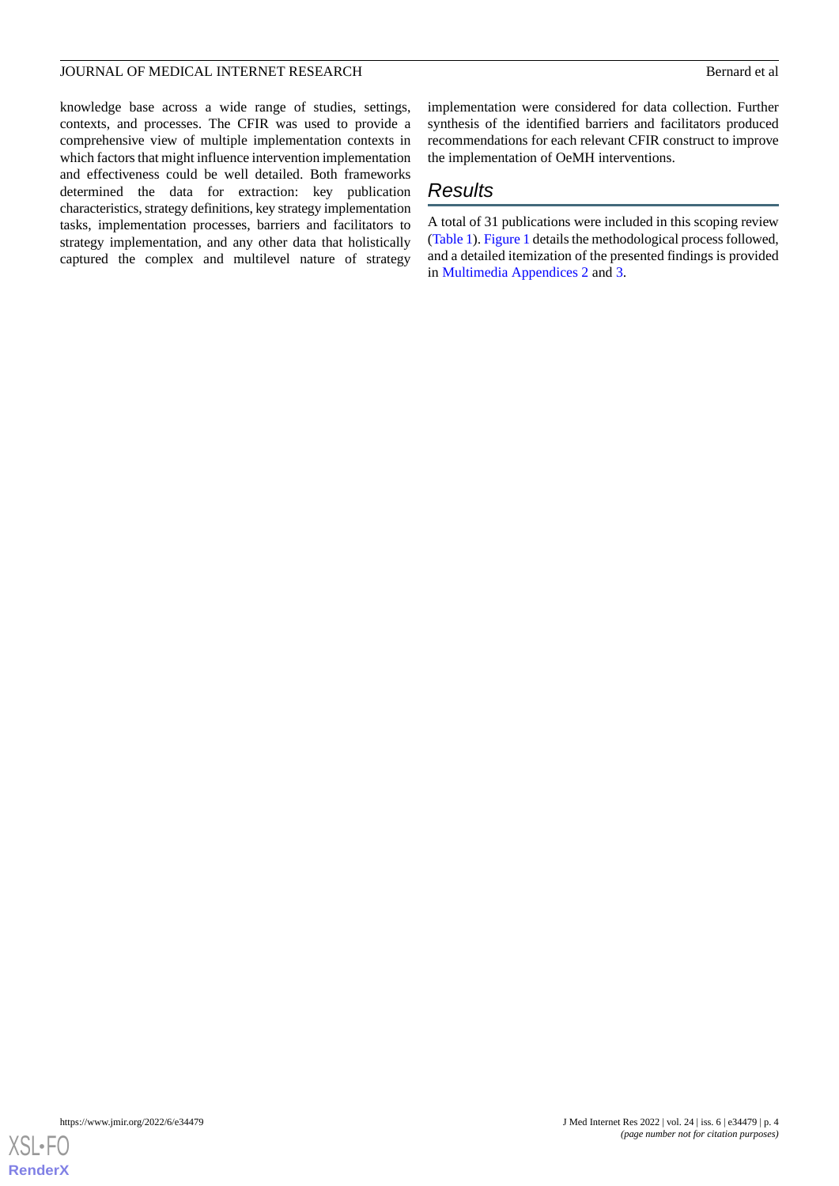knowledge base across a wide range of studies, settings, contexts, and processes. The CFIR was used to provide a comprehensive view of multiple implementation contexts in which factors that might influence intervention implementation and effectiveness could be well detailed. Both frameworks determined the data for extraction: key publication characteristics, strategy definitions, key strategy implementation tasks, implementation processes, barriers and facilitators to strategy implementation, and any other data that holistically captured the complex and multilevel nature of strategy implementation were considered for data collection. Further synthesis of the identified barriers and facilitators produced recommendations for each relevant CFIR construct to improve the implementation of OeMH interventions.

## Results

A total of 31 publications were included in this scoping review (Table 1). Figure 1 details the methodological process followed, and a detailed itemization of the presented findings is provided in Multimedia Appendices 2 and 3.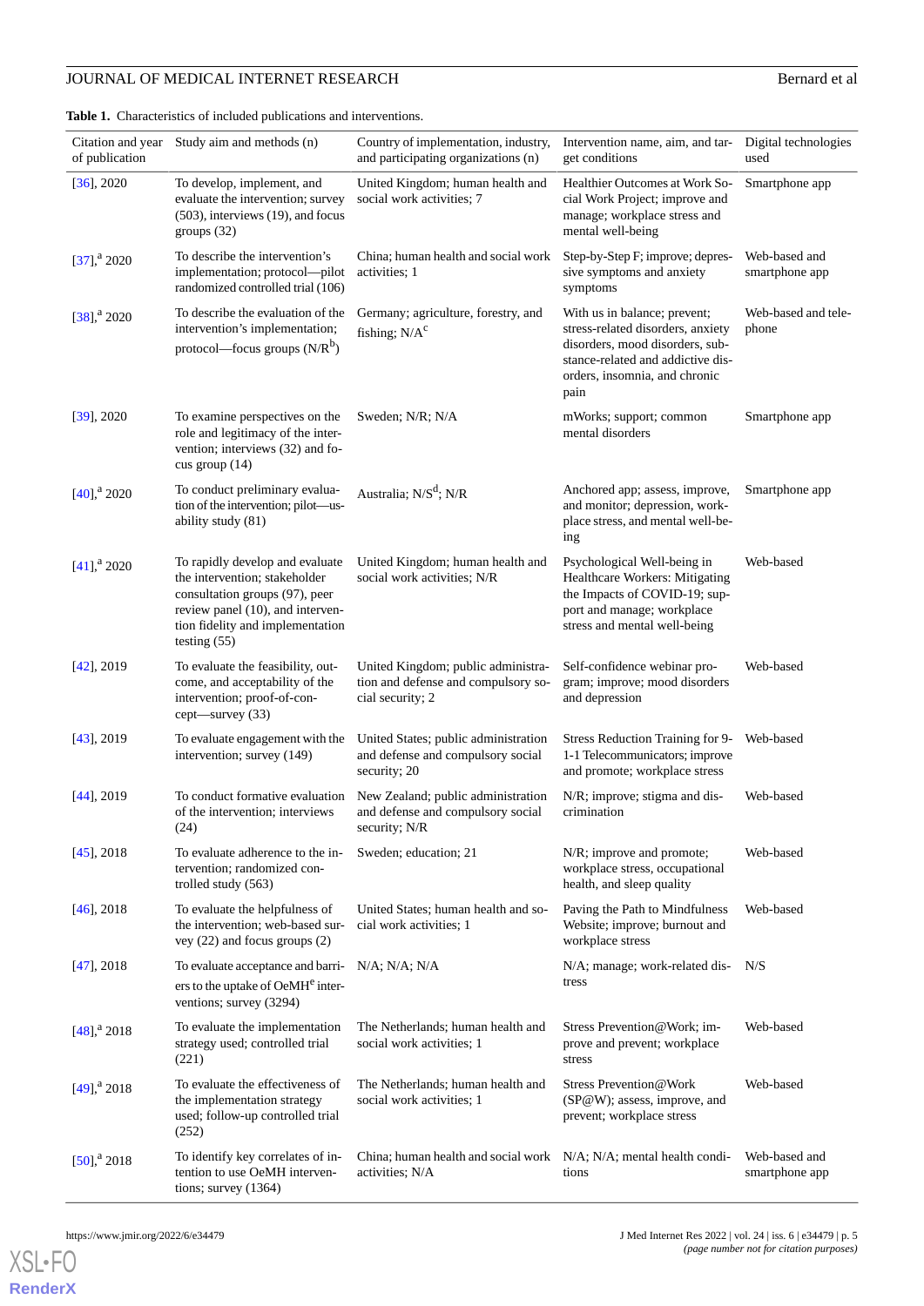**Table 1.** Characteristics of included publications and interventions.

| Citation and year of publication | Study aim and methods (n) | Country of implementation, industry, and participating organizations (n) | Intervention name, aim, and target conditions | Digital technologies used |
|---|---|---|---|---|
| [36], 2020 | To develop, implement, and evaluate the intervention; survey (503), interviews (19), and focus groups (32) | United Kingdom; human health and social work activities; 7 | Healthier Outcomes at Work Social Work Project; improve and manage; workplace stress and mental well-being | Smartphone app |
| [37],[a] 2020 | To describe the intervention's implementation; protocol—pilot randomized controlled trial (106) | China; human health and social work activities; 1 | Step-by-Step F; improve; depressive symptoms and anxiety symptoms | Web-based and smartphone app |
| [38],[a] 2020 | To describe the evaluation of the intervention's implementation; protocol—focus groups (N/R[b]) | Germany; agriculture, forestry, and fishing; N/A[c] | With us in balance; prevent; stress-related disorders, anxiety disorders, mood disorders, substance-related and addictive disorders, insomnia, and chronic pain | Web-based and telephone |
| [39], 2020 | To examine perspectives on the role and legitimacy of the intervention; interviews (32) and focus group (14) | Sweden; N/R; N/A | mWorks; support; common mental disorders | Smartphone app |
| [40],[a] 2020 | To conduct preliminary evaluation of the intervention; pilot—usability study (81) | Australia; N/S[d]; N/R | Anchored app; assess, improve, and monitor; depression, workplace stress, and mental well-being | Smartphone app |
| [41],[a] 2020 | To rapidly develop and evaluate the intervention; stakeholder consultation groups (97), peer review panel (10), and intervention fidelity and implementation testing (55) | United Kingdom; human health and social work activities; N/R | Psychological Well-being in Healthcare Workers: Mitigating the Impacts of COVID-19; support and manage; workplace stress and mental well-being | Web-based |
| [42], 2019 | To evaluate the feasibility, outcome, and acceptability of the intervention; proof-of-concept—survey (33) | United Kingdom; public administration and defense and compulsory social security; 2 | Self-confidence webinar program; improve; mood disorders and depression | Web-based |
| [43], 2019 | To evaluate engagement with the intervention; survey (149) | United States; public administration and defense and compulsory social security; 20 | Stress Reduction Training for 9-1-1 Telecommunicators; improve and promote; workplace stress | Web-based |
| [44], 2019 | To conduct formative evaluation of the intervention; interviews (24) | New Zealand; public administration and defense and compulsory social security; N/R | N/R; improve; stigma and discrimination | Web-based |
| [45], 2018 | To evaluate adherence to the intervention; randomized controlled study (563) | Sweden; education; 21 | N/R; improve and promote; workplace stress, occupational health, and sleep quality | Web-based |
| [46], 2018 | To evaluate the helpfulness of the intervention; web-based survey (22) and focus groups (2) | United States; human health and social work activities; 1 | Paving the Path to Mindfulness Website; improve; burnout and workplace stress | Web-based |
| [47], 2018 | To evaluate acceptance and barriers to the uptake of OeMH[e] interventions; survey (3294) | N/A; N/A; N/A | N/A; manage; work-related distress | N/S |
| [48],[a] 2018 | To evaluate the implementation strategy used; controlled trial (221) | The Netherlands; human health and social work activities; 1 | Stress Prevention@Work; improve and prevent; workplace stress | Web-based |
| [49],[a] 2018 | To evaluate the effectiveness of the implementation strategy used; follow-up controlled trial (252) | The Netherlands; human health and social work activities; 1 | Stress Prevention@Work (SP@W); assess, improve, and prevent; workplace stress | Web-based |
| [50],[a] 2018 | To identify key correlates of intention to use OeMH interventions; survey (1364) | China; human health and social work activities; N/A | N/A; N/A; mental health conditions | Web-based and smartphone app |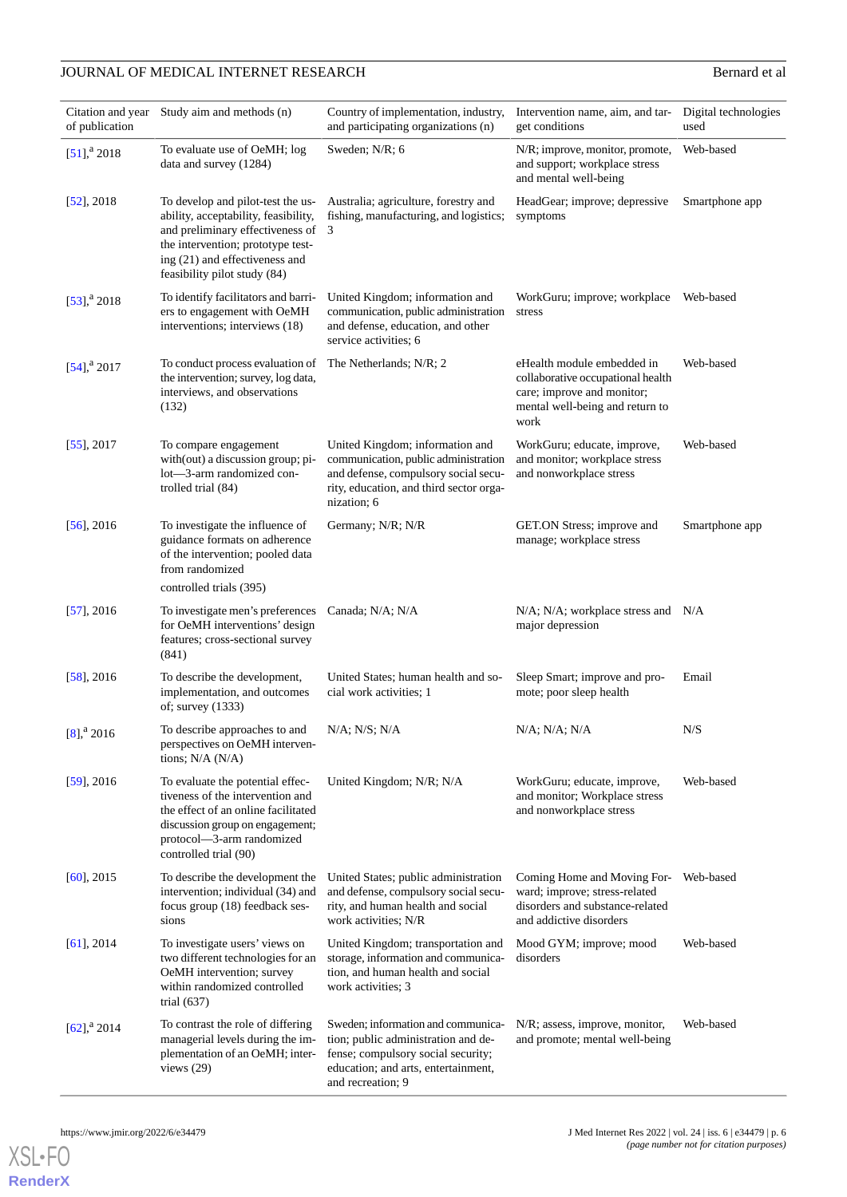| Citation and year of publication | Study aim and methods (n) | Country of implementation, industry, and participating organizations (n) | Intervention name, aim, and target conditions | Digital technologies used |
|---|---|---|---|---|
| [51],[a] 2018 | To evaluate use of OeMH; log data and survey (1284) | Sweden; N/R; 6 | N/R; improve, monitor, promote, and support; workplace stress and mental well-being | Web-based |
| [52], 2018 | To develop and pilot-test the usability, acceptability, feasibility, and preliminary effectiveness of the intervention; prototype testing (21) and effectiveness and feasibility pilot study (84) | Australia; agriculture, forestry and fishing, manufacturing, and logistics; 3 | HeadGear; improve; depressive symptoms | Smartphone app |
| [53],[a] 2018 | To identify facilitators and barriers to engagement with OeMH interventions; interviews (18) | United Kingdom; information and communication, public administration and defense, education, and other service activities; 6 | WorkGuru; improve; workplace stress | Web-based |
| [54],[a] 2017 | To conduct process evaluation of the intervention; survey, log data, interviews, and observations (132) | The Netherlands; N/R; 2 | eHealth module embedded in collaborative occupational health care; improve and monitor; mental well-being and return to work | Web-based |
| [55], 2017 | To compare engagement with(out) a discussion group; pilot—3-arm randomized controlled trial (84) | United Kingdom; information and communication, public administration and defense, compulsory social security, education, and third sector organization; 6 | WorkGuru; educate, improve, and monitor; workplace stress and nonworkplace stress | Web-based |
| [56], 2016 | To investigate the influence of guidance formats on adherence of the intervention; pooled data from randomized controlled trials (395) | Germany; N/R; N/R | GET.ON Stress; improve and manage; workplace stress | Smartphone app |
| [57], 2016 | To investigate men's preferences for OeMH interventions' design features; cross-sectional survey (841) | Canada; N/A; N/A | N/A; N/A; workplace stress and major depression | N/A |
| [58], 2016 | To describe the development, implementation, and outcomes of; survey (1333) | United States; human health and social work activities; 1 | Sleep Smart; improve and promote; poor sleep health | Email |
| [8],[a] 2016 | To describe approaches to and perspectives on OeMH interventions; N/A (N/A) | N/A; N/S; N/A | N/A; N/A; N/A | N/S |
| [59], 2016 | To evaluate the potential effectiveness of the intervention and the effect of an online facilitated discussion group on engagement; protocol—3-arm randomized controlled trial (90) | United Kingdom; N/R; N/A | WorkGuru; educate, improve, and monitor; Workplace stress and nonworkplace stress | Web-based |
| [60], 2015 | To describe the development the intervention; individual (34) and focus group (18) feedback sessions | United States; public administration and defense, compulsory social security, and human health and social work activities; N/R | Coming Home and Moving Forward; improve; stress-related disorders and substance-related and addictive disorders | Web-based |
| [61], 2014 | To investigate users' views on two different technologies for an OeMH intervention; survey within randomized controlled trial (637) | United Kingdom; transportation and storage, information and communication, and human health and social work activities; 3 | Mood GYM; improve; mood disorders | Web-based |
| [62],[a] 2014 | To contrast the role of differing managerial levels during the implementation of an OeMH; interviews (29) | Sweden; information and communication; public administration and defense; compulsory social security; education; and arts, entertainment, and recreation; 9 | N/R; assess, improve, monitor, and promote; mental well-being | Web-based |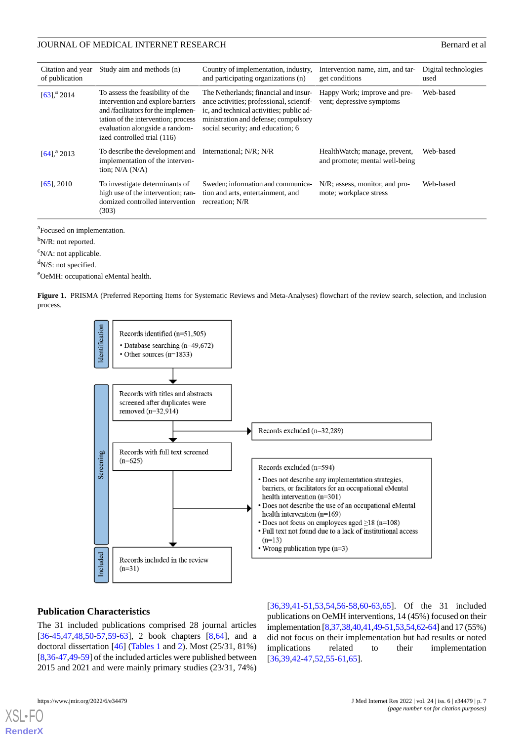| Citation and year of publication | Study aim and methods (n) | Country of implementation, industry, and participating organizations (n) | Intervention name, aim, and target conditions | Digital technologies used |
|---|---|---|---|---|
| [63],[a] 2014 | To assess the feasibility of the intervention and explore barriers and /facilitators for the implementation of the intervention; process evaluation alongside a randomized controlled trial (116) | The Netherlands; financial and insurance activities; professional, scientific, and technical activities; public administration and defense; compulsory social security; and education; 6 | Happy Work; improve and prevent; depressive symptoms | Web-based |
| [64],[a] 2013 | To describe the development and implementation of the intervention; N/A (N/A) | International; N/R; N/R | HealthWatch; manage, prevent, and promote; mental well-being | Web-based |
| [65], 2010 | To investigate determinants of high use of the intervention; randomized controlled intervention (303) | Sweden; information and communication and arts, entertainment, and recreation; N/R | N/R; assess, monitor, and promote; workplace stress | Web-based |

[a]Focused on implementation.

[b]N/R: not reported.

[c]N/A: not applicable.

[d]N/S: not specified.

[e]OeMH: occupational eMental health.

**Figure 1.** PRISMA (Preferred Reporting Items for Systematic Reviews and Meta-Analyses) flowchart of the review search, selection, and inclusion process.

**Identification**
- Records identified (n=51,505)
  - Database searching (n=49,672)
  - Other sources (n=1833)

**Screening**
- Records with titles and abstracts screened after duplicates were removed (n=32,914)
  - Records excluded (n=32,289)
- Records with full text screened (n=625)
  - Records excluded (n=594)
    - Does not describe any implementation strategies, barriers, or facilitators for an occupational eMental health intervention (n=301)
    - Does not describe the use of an occupational eMental health intervention (n=169)
    - Does not focus on employees aged ≥18 (n=108)
    - Full text not found due to a lack of institutional access (n=13)
    - Wrong publication type (n=3)

**Included**
- Records included in the review (n=31)

### Publication Characteristics

The 31 included publications comprised 28 journal articles [36-45,47,48,50-57,59-63], 2 book chapters [8,64], and a doctoral dissertation [46] (Tables 1 and 2). Most (25/31, 81%) [8,36-47,49-59] of the included articles were published between 2015 and 2021 and were mainly primary studies (23/31, 74%) [36,39,41-51,53,54,56-58,60-63,65]. Of the 31 included publications on OeMH interventions, 14 (45%) focused on their implementation [8,37,38,40,41,49-51,53,54,62-64] and 17 (55%) did not focus on their implementation but had results or noted implications related to their implementation [36,39,42-47,52,55-61,65].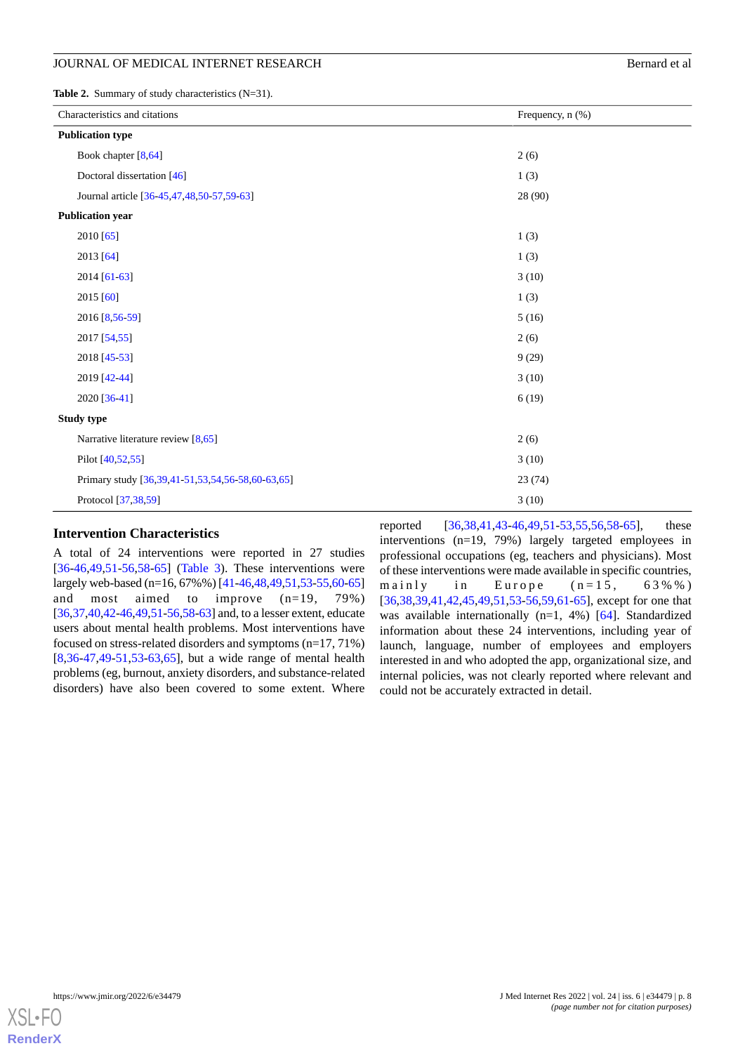**Table 2.** Summary of study characteristics (N=31).

| Characteristics and citations | Frequency, n (%) |
|---|---|
| **Publication type** | |
| Book chapter [8,64] | 2 (6) |
| Doctoral dissertation [46] | 1 (3) |
| Journal article [36-45,47,48,50-57,59-63] | 28 (90) |
| **Publication year** | |
| 2010 [65] | 1 (3) |
| 2013 [64] | 1 (3) |
| 2014 [61-63] | 3 (10) |
| 2015 [60] | 1 (3) |
| 2016 [8,56-59] | 5 (16) |
| 2017 [54,55] | 2 (6) |
| 2018 [45-53] | 9 (29) |
| 2019 [42-44] | 3 (10) |
| 2020 [36-41] | 6 (19) |
| **Study type** | |
| Narrative literature review [8,65] | 2 (6) |
| Pilot [40,52,55] | 3 (10) |
| Primary study [36,39,41-51,53,54,56-58,60-63,65] | 23 (74) |
| Protocol [37,38,59] | 3 (10) |

### Intervention Characteristics

A total of 24 interventions were reported in 27 studies [36-46,49,51-56,58-65] (Table 3). These interventions were largely web-based (n=16, 67%%) [41-46,48,49,51,53-55,60-65] and most aimed to improve (n=19, 79%) [36,37,40,42-46,49,51-56,58-63] and, to a lesser extent, educate users about mental health problems. Most interventions have focused on stress-related disorders and symptoms (n=17, 71%) [8,36-47,49-51,53-63,65], but a wide range of mental health problems (eg, burnout, anxiety disorders, and substance-related disorders) have also been covered to some extent. Where reported [36,38,41,43-46,49,51-53,55,56,58-65], these interventions (n=19, 79%) largely targeted employees in professional occupations (eg, teachers and physicians). Most of these interventions were made available in specific countries, mainly in Europe (n=15, 63%%) [36,38,39,41,42,45,49,51,53-56,59,61-65], except for one that was available internationally (n=1, 4%) [64]. Standardized information about these 24 interventions, including year of launch, language, number of employees and employers interested in and who adopted the app, organizational size, and internal policies, was not clearly reported where relevant and could not be accurately extracted in detail.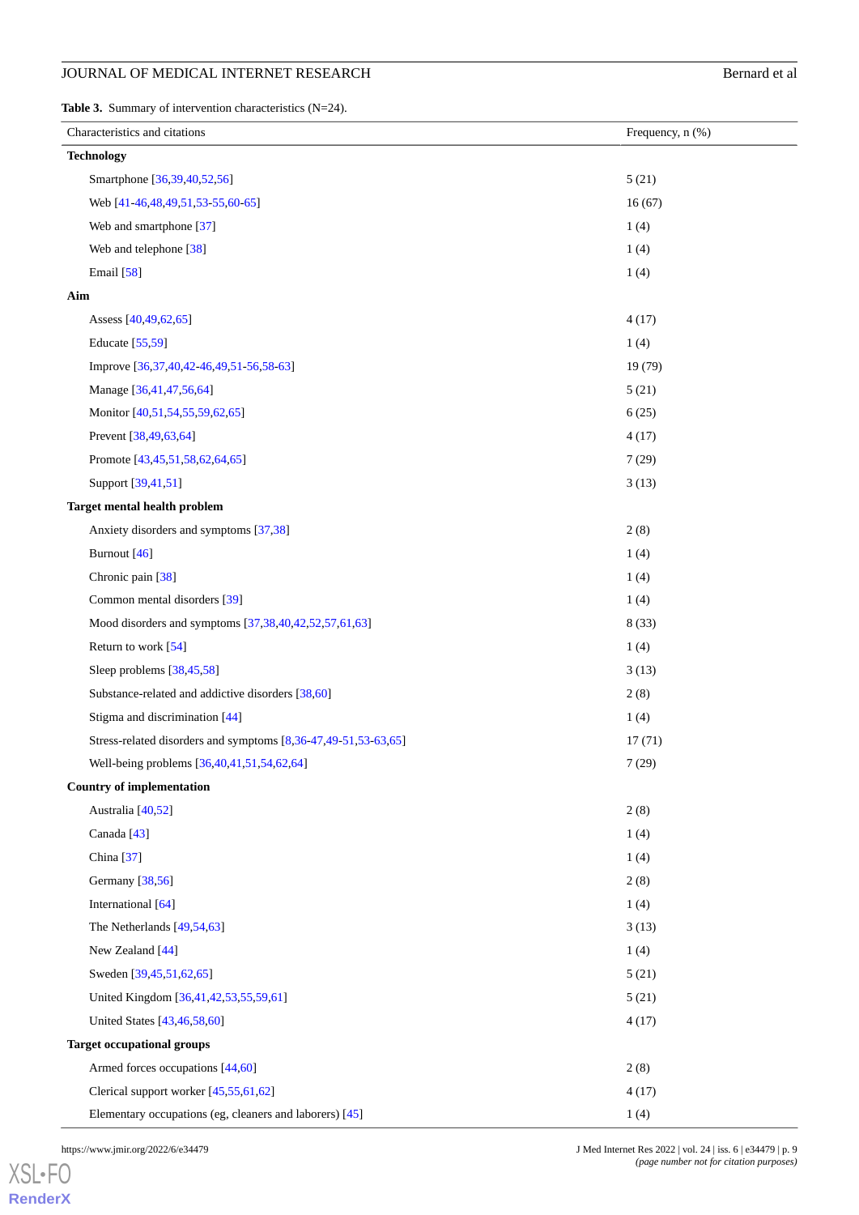**Table 3.** Summary of intervention characteristics (N=24).

| Characteristics and citations | Frequency, n (%) |
|---|---|
| **Technology** | |
| Smartphone [36,39,40,52,56] | 5 (21) |
| Web [41-46,48,49,51,53-55,60-65] | 16 (67) |
| Web and smartphone [37] | 1 (4) |
| Web and telephone [38] | 1 (4) |
| Email [58] | 1 (4) |
| **Aim** | |
| Assess [40,49,62,65] | 4 (17) |
| Educate [55,59] | 1 (4) |
| Improve [36,37,40,42-46,49,51-56,58-63] | 19 (79) |
| Manage [36,41,47,56,64] | 5 (21) |
| Monitor [40,51,54,55,59,62,65] | 6 (25) |
| Prevent [38,49,63,64] | 4 (17) |
| Promote [43,45,51,58,62,64,65] | 7 (29) |
| Support [39,41,51] | 3 (13) |
| **Target mental health problem** | |
| Anxiety disorders and symptoms [37,38] | 2 (8) |
| Burnout [46] | 1 (4) |
| Chronic pain [38] | 1 (4) |
| Common mental disorders [39] | 1 (4) |
| Mood disorders and symptoms [37,38,40,42,52,57,61,63] | 8 (33) |
| Return to work [54] | 1 (4) |
| Sleep problems [38,45,58] | 3 (13) |
| Substance-related and addictive disorders [38,60] | 2 (8) |
| Stigma and discrimination [44] | 1 (4) |
| Stress-related disorders and symptoms [8,36-47,49-51,53-63,65] | 17 (71) |
| Well-being problems [36,40,41,51,54,62,64] | 7 (29) |
| **Country of implementation** | |
| Australia [40,52] | 2 (8) |
| Canada [43] | 1 (4) |
| China [37] | 1 (4) |
| Germany [38,56] | 2 (8) |
| International [64] | 1 (4) |
| The Netherlands [49,54,63] | 3 (13) |
| New Zealand [44] | 1 (4) |
| Sweden [39,45,51,62,65] | 5 (21) |
| United Kingdom [36,41,42,53,55,59,61] | 5 (21) |
| United States [43,46,58,60] | 4 (17) |
| **Target occupational groups** | |
| Armed forces occupations [44,60] | 2 (8) |
| Clerical support worker [45,55,61,62] | 4 (17) |
| Elementary occupations (eg, cleaners and laborers) [45] | 1 (4) |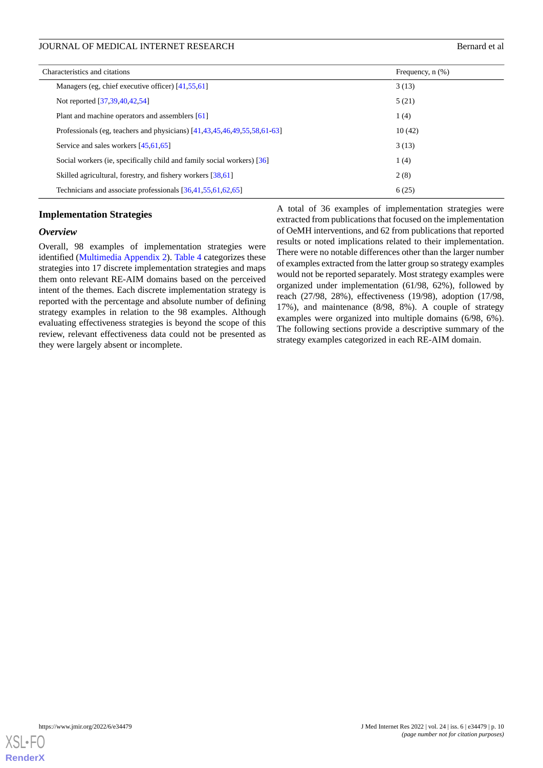| Characteristics and citations | Frequency, n (%) |
| --- | --- |
| Managers (eg, chief executive officer) [41,55,61] | 3 (13) |
| Not reported [37,39,40,42,54] | 5 (21) |
| Plant and machine operators and assemblers [61] | 1 (4) |
| Professionals (eg, teachers and physicians) [41,43,45,46,49,55,58,61-63] | 10 (42) |
| Service and sales workers [45,61,65] | 3 (13) |
| Social workers (ie, specifically child and family social workers) [36] | 1 (4) |
| Skilled agricultural, forestry, and fishery workers [38,61] | 2 (8) |
| Technicians and associate professionals [36,41,55,61,62,65] | 6 (25) |

## Implementation Strategies

### *Overview*

Overall, 98 examples of implementation strategies were identified (Multimedia Appendix 2). Table 4 categorizes these strategies into 17 discrete implementation strategies and maps them onto relevant RE-AIM domains based on the perceived intent of the themes. Each discrete implementation strategy is reported with the percentage and absolute number of defining strategy examples in relation to the 98 examples. Although evaluating effectiveness strategies is beyond the scope of this review, relevant effectiveness data could not be presented as they were largely absent or incomplete.

A total of 36 examples of implementation strategies were extracted from publications that focused on the implementation of OeMH interventions, and 62 from publications that reported results or noted implications related to their implementation. There were no notable differences other than the larger number of examples extracted from the latter group so strategy examples would not be reported separately. Most strategy examples were organized under implementation (61/98, 62%), followed by reach (27/98, 28%), effectiveness (19/98), adoption (17/98, 17%), and maintenance (8/98, 8%). A couple of strategy examples were organized into multiple domains (6/98, 6%). The following sections provide a descriptive summary of the strategy examples categorized in each RE-AIM domain.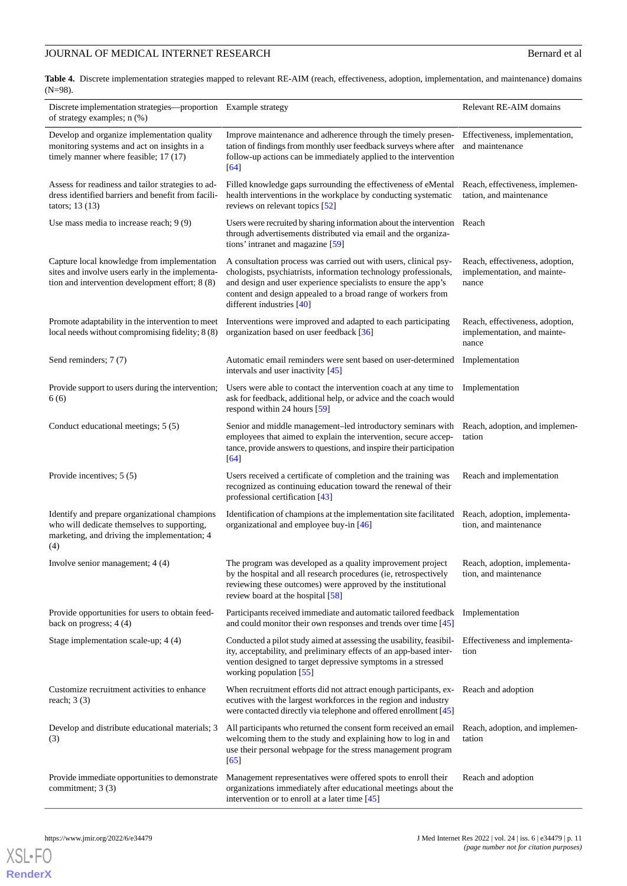**Table 4.** Discrete implementation strategies mapped to relevant RE-AIM (reach, effectiveness, adoption, implementation, and maintenance) domains (N=98).

| Discrete implementation strategies—proportion of strategy examples; n (%) | Example strategy | Relevant RE-AIM domains |
|---|---|---|
| Develop and organize implementation quality monitoring systems and act on insights in a timely manner where feasible; 17 (17) | Improve maintenance and adherence through the timely presentation of findings from monthly user feedback surveys where after follow-up actions can be immediately applied to the intervention [64] | Effectiveness, implementation, and maintenance |
| Assess for readiness and tailor strategies to address identified barriers and benefit from facilitators; 13 (13) | Filled knowledge gaps surrounding the effectiveness of eMental health interventions in the workplace by conducting systematic reviews on relevant topics [52] | Reach, effectiveness, implementation, and maintenance |
| Use mass media to increase reach; 9 (9) | Users were recruited by sharing information about the intervention through advertisements distributed via email and the organizations' intranet and magazine [59] | Reach |
| Capture local knowledge from implementation sites and involve users early in the implementation and intervention development effort; 8 (8) | A consultation process was carried out with users, clinical psychologists, psychiatrists, information technology professionals, and design and user experience specialists to ensure the app's content and design appealed to a broad range of workers from different industries [40] | Reach, effectiveness, adoption, implementation, and maintenance |
| Promote adaptability in the intervention to meet local needs without compromising fidelity; 8 (8) | Interventions were improved and adapted to each participating organization based on user feedback [36] | Reach, effectiveness, adoption, implementation, and maintenance |
| Send reminders; 7 (7) | Automatic email reminders were sent based on user-determined intervals and user inactivity [45] | Implementation |
| Provide support to users during the intervention; 6 (6) | Users were able to contact the intervention coach at any time to ask for feedback, additional help, or advice and the coach would respond within 24 hours [59] | Implementation |
| Conduct educational meetings; 5 (5) | Senior and middle management–led introductory seminars with employees that aimed to explain the intervention, secure acceptance, provide answers to questions, and inspire their participation [64] | Reach, adoption, and implementation |
| Provide incentives; 5 (5) | Users received a certificate of completion and the training was recognized as continuing education toward the renewal of their professional certification [43] | Reach and implementation |
| Identify and prepare organizational champions who will dedicate themselves to supporting, marketing, and driving the implementation; 4 (4) | Identification of champions at the implementation site facilitated organizational and employee buy-in [46] | Reach, adoption, implementation, and maintenance |
| Involve senior management; 4 (4) | The program was developed as a quality improvement project by the hospital and all research procedures (ie, retrospectively reviewing these outcomes) were approved by the institutional review board at the hospital [58] | Reach, adoption, implementation, and maintenance |
| Provide opportunities for users to obtain feedback on progress; 4 (4) | Participants received immediate and automatic tailored feedback and could monitor their own responses and trends over time [45] | Implementation |
| Stage implementation scale-up; 4 (4) | Conducted a pilot study aimed at assessing the usability, feasibility, acceptability, and preliminary effects of an app-based intervention designed to target depressive symptoms in a stressed working population [55] | Effectiveness and implementation |
| Customize recruitment activities to enhance reach; 3 (3) | When recruitment efforts did not attract enough participants, executives with the largest workforces in the region and industry were contacted directly via telephone and offered enrollment [45] | Reach and adoption |
| Develop and distribute educational materials; 3 (3) | All participants who returned the consent form received an email welcoming them to the study and explaining how to log in and use their personal webpage for the stress management program [65] | Reach, adoption, and implementation |
| Provide immediate opportunities to demonstrate commitment; 3 (3) | Management representatives were offered spots to enroll their organizations immediately after educational meetings about the intervention or to enroll at a later time [45] | Reach and adoption |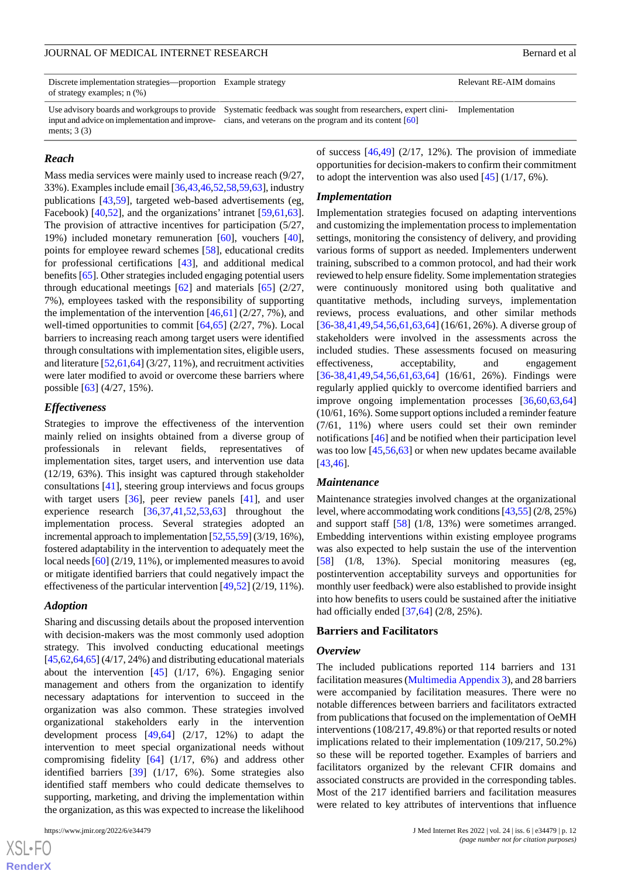| Discrete implementation strategies—proportion of strategy examples; n (%) | Example strategy | Relevant RE-AIM domains |
|---|---|---|
| Use advisory boards and workgroups to provide input and advice on implementation and improvements; 3 (3) | Systematic feedback was sought from researchers, expert clinicians, and veterans on the program and its content [60] | Implementation |

### Reach

Mass media services were mainly used to increase reach (9/27, 33%). Examples include email [36,43,46,52,58,59,63], industry publications [43,59], targeted web-based advertisements (eg, Facebook) [40,52], and the organizations' intranet [59,61,63]. The provision of attractive incentives for participation (5/27, 19%) included monetary remuneration [60], vouchers [40], points for employee reward schemes [58], educational credits for professional certifications [43], and additional medical benefits [65]. Other strategies included engaging potential users through educational meetings [62] and materials [65] (2/27, 7%), employees tasked with the responsibility of supporting the implementation of the intervention [46,61] (2/27, 7%), and well-timed opportunities to commit [64,65] (2/27, 7%). Local barriers to increasing reach among target users were identified through consultations with implementation sites, eligible users, and literature [52,61,64] (3/27, 11%), and recruitment activities were later modified to avoid or overcome these barriers where possible [63] (4/27, 15%).

### Effectiveness

Strategies to improve the effectiveness of the intervention mainly relied on insights obtained from a diverse group of professionals in relevant fields, representatives of implementation sites, target users, and intervention use data (12/19, 63%). This insight was captured through stakeholder consultations [41], steering group interviews and focus groups with target users [36], peer review panels [41], and user experience research [36,37,41,52,53,63] throughout the implementation process. Several strategies adopted an incremental approach to implementation [52,55,59] (3/19, 16%), fostered adaptability in the intervention to adequately meet the local needs [60] (2/19, 11%), or implemented measures to avoid or mitigate identified barriers that could negatively impact the effectiveness of the particular intervention [49,52] (2/19, 11%).

### Adoption

Sharing and discussing details about the proposed intervention with decision-makers was the most commonly used adoption strategy. This involved conducting educational meetings [45,62,64,65] (4/17, 24%) and distributing educational materials about the intervention [45] (1/17, 6%). Engaging senior management and others from the organization to identify necessary adaptations for intervention to succeed in the organization was also common. These strategies involved organizational stakeholders early in the intervention development process [49,64] (2/17, 12%) to adapt the intervention to meet special organizational needs without compromising fidelity [64] (1/17, 6%) and address other identified barriers [39] (1/17, 6%). Some strategies also identified staff members who could dedicate themselves to supporting, marketing, and driving the implementation within the organization, as this was expected to increase the likelihood of success [46,49] (2/17, 12%). The provision of immediate opportunities for decision-makers to confirm their commitment to adopt the intervention was also used [45] (1/17, 6%).

### Implementation

Implementation strategies focused on adapting interventions and customizing the implementation process to implementation settings, monitoring the consistency of delivery, and providing various forms of support as needed. Implementers underwent training, subscribed to a common protocol, and had their work reviewed to help ensure fidelity. Some implementation strategies were continuously monitored using both qualitative and quantitative methods, including surveys, implementation reviews, process evaluations, and other similar methods [36-38,41,49,54,56,61,63,64] (16/61, 26%). A diverse group of stakeholders were involved in the assessments across the included studies. These assessments focused on measuring effectiveness, acceptability, and engagement [36-38,41,49,54,56,61,63,64] (16/61, 26%). Findings were regularly applied quickly to overcome identified barriers and improve ongoing implementation processes [36,60,63,64] (10/61, 16%). Some support options included a reminder feature (7/61, 11%) where users could set their own reminder notifications [46] and be notified when their participation level was too low [45,56,63] or when new updates became available [43,46].

### Maintenance

Maintenance strategies involved changes at the organizational level, where accommodating work conditions [43,55] (2/8, 25%) and support staff [58] (1/8, 13%) were sometimes arranged. Embedding interventions within existing employee programs was also expected to help sustain the use of the intervention [58] (1/8, 13%). Special monitoring measures (eg, postintervention acceptability surveys and opportunities for monthly user feedback) were also established to provide insight into how benefits to users could be sustained after the initiative had officially ended [37,64] (2/8, 25%).

## Barriers and Facilitators

### Overview

The included publications reported 114 barriers and 131 facilitation measures (Multimedia Appendix 3), and 28 barriers were accompanied by facilitation measures. There were no notable differences between barriers and facilitators extracted from publications that focused on the implementation of OeMH interventions (108/217, 49.8%) or that reported results or noted implications related to their implementation (109/217, 50.2%) so these will be reported together. Examples of barriers and facilitators organized by the relevant CFIR domains and associated constructs are provided in the corresponding tables. Most of the 217 identified barriers and facilitation measures were related to key attributes of interventions that influence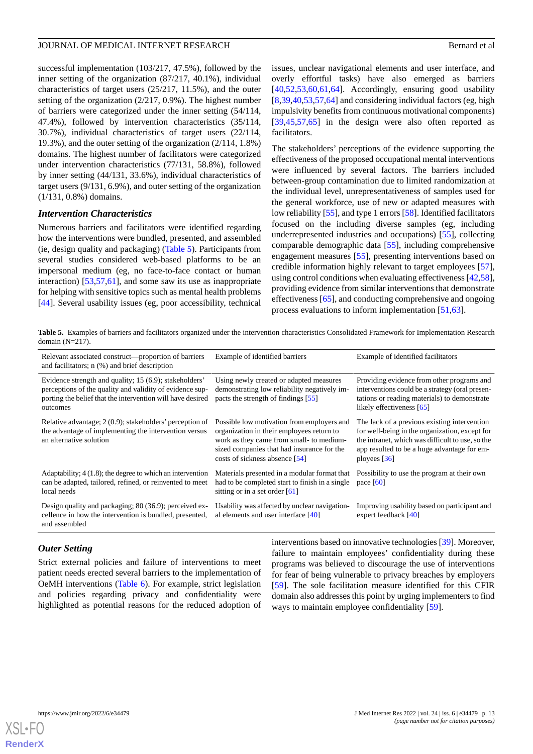successful implementation (103/217, 47.5%), followed by the inner setting of the organization (87/217, 40.1%), individual characteristics of target users (25/217, 11.5%), and the outer setting of the organization (2/217, 0.9%). The highest number of barriers were categorized under the inner setting (54/114, 47.4%), followed by intervention characteristics (35/114, 30.7%), individual characteristics of target users (22/114, 19.3%), and the outer setting of the organization (2/114, 1.8%) domains. The highest number of facilitators were categorized under intervention characteristics (77/131, 58.8%), followed by inner setting (44/131, 33.6%), individual characteristics of target users (9/131, 6.9%), and outer setting of the organization (1/131, 0.8%) domains.

### Intervention Characteristics

Numerous barriers and facilitators were identified regarding how the interventions were bundled, presented, and assembled (ie, design quality and packaging) (Table 5). Participants from several studies considered web-based platforms to be an impersonal medium (eg, no face-to-face contact or human interaction) [53,57,61], and some saw its use as inappropriate for helping with sensitive topics such as mental health problems [44]. Several usability issues (eg, poor accessibility, technical issues, unclear navigational elements and user interface, and overly effortful tasks) have also emerged as barriers [40,52,53,60,61,64]. Accordingly, ensuring good usability [8,39,40,53,57,64] and considering individual factors (eg, high impulsivity benefits from continuous motivational components) [39,45,57,65] in the design were also often reported as facilitators.

The stakeholders' perceptions of the evidence supporting the effectiveness of the proposed occupational mental interventions were influenced by several factors. The barriers included between-group contamination due to limited randomization at the individual level, unrepresentativeness of samples used for the general workforce, use of new or adapted measures with low reliability [55], and type 1 errors [58]. Identified facilitators focused on the including diverse samples (eg, including underrepresented industries and occupations) [55], collecting comparable demographic data [55], including comprehensive engagement measures [55], presenting interventions based on credible information highly relevant to target employees [57], using control conditions when evaluating effectiveness [42,58], providing evidence from similar interventions that demonstrate effectiveness [65], and conducting comprehensive and ongoing process evaluations to inform implementation [51,63].

**Table 5.** Examples of barriers and facilitators organized under the intervention characteristics Consolidated Framework for Implementation Research domain (N=217).

| Relevant associated construct—proportion of barriers and facilitators; n (%) and brief description | Example of identified barriers | Example of identified facilitators |
|---|---|---|
| Evidence strength and quality; 15 (6.9); stakeholders' perceptions of the quality and validity of evidence supporting the belief that the intervention will have desired outcomes | Using newly created or adapted measures demonstrating low reliability negatively impacts the strength of findings [55] | Providing evidence from other programs and interventions could be a strategy (oral presentations or reading materials) to demonstrate likely effectiveness [65] |
| Relative advantage; 2 (0.9); stakeholders' perception of the advantage of implementing the intervention versus an alternative solution | Possible low motivation from employers and organization in their employees return to work as they came from small- to medium-sized companies that had insurance for the costs of sickness absence [54] | The lack of a previous existing intervention for well-being in the organization, except for the intranet, which was difficult to use, so the app resulted to be a huge advantage for employees [36] |
| Adaptability; 4 (1.8); the degree to which an intervention can be adapted, tailored, refined, or reinvented to meet local needs | Materials presented in a modular format that had to be completed start to finish in a single sitting or in a set order [61] | Possibility to use the program at their own pace [60] |
| Design quality and packaging; 80 (36.9); perceived excellence in how the intervention is bundled, presented, and assembled | Usability was affected by unclear navigational elements and user interface [40] | Improving usability based on participant and expert feedback [40] |

### Outer Setting

Strict external policies and failure of interventions to meet patient needs erected several barriers to the implementation of OeMH interventions (Table 6). For example, strict legislation and policies regarding privacy and confidentiality were highlighted as potential reasons for the reduced adoption of interventions based on innovative technologies [39]. Moreover, failure to maintain employees' confidentiality during these programs was believed to discourage the use of interventions for fear of being vulnerable to privacy breaches by employers [59]. The sole facilitation measure identified for this CFIR domain also addresses this point by urging implementers to find ways to maintain employee confidentiality [59].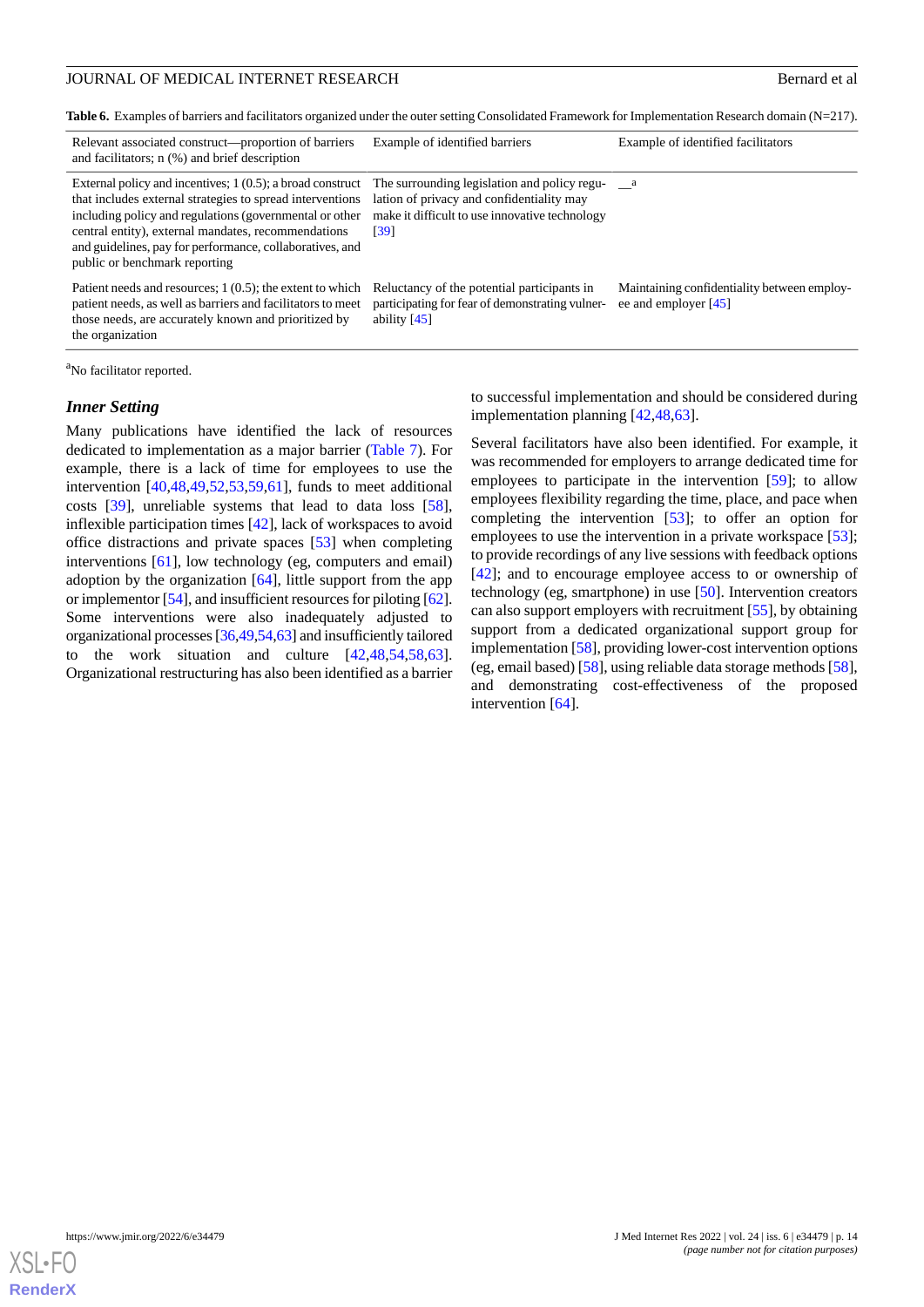**Table 6.** Examples of barriers and facilitators organized under the outer setting Consolidated Framework for Implementation Research domain (N=217).

| Relevant associated construct—proportion of barriers and facilitators; n (%) and brief description | Example of identified barriers | Example of identified facilitators |
|---|---|---|
| External policy and incentives; 1 (0.5); a broad construct that includes external strategies to spread interventions including policy and regulations (governmental or other central entity), external mandates, recommendations and guidelines, pay for performance, collaboratives, and public or benchmark reporting | The surrounding legislation and policy regulation of privacy and confidentiality may make it difficult to use innovative technology [39] | —[a] |
| Patient needs and resources; 1 (0.5); the extent to which patient needs, as well as barriers and facilitators to meet those needs, are accurately known and prioritized by the organization | Reluctancy of the potential participants in participating for fear of demonstrating vulnerability [45] | Maintaining confidentiality between employee and employer [45] |

[a]No facilitator reported.

### *Inner Setting*

Many publications have identified the lack of resources dedicated to implementation as a major barrier (Table 7). For example, there is a lack of time for employees to use the intervention [40,48,49,52,53,59,61], funds to meet additional costs [39], unreliable systems that lead to data loss [58], inflexible participation times [42], lack of workspaces to avoid office distractions and private spaces [53] when completing interventions [61], low technology (eg, computers and email) adoption by the organization [64], little support from the app or implementor [54], and insufficient resources for piloting [62]. Some interventions were also inadequately adjusted to organizational processes [36,49,54,63] and insufficiently tailored to the work situation and culture [42,48,54,58,63]. Organizational restructuring has also been identified as a barrier to successful implementation and should be considered during implementation planning [42,48,63].

Several facilitators have also been identified. For example, it was recommended for employers to arrange dedicated time for employees to participate in the intervention [59]; to allow employees flexibility regarding the time, place, and pace when completing the intervention [53]; to offer an option for employees to use the intervention in a private workspace [53]; to provide recordings of any live sessions with feedback options [42]; and to encourage employee access to or ownership of technology (eg, smartphone) in use [50]. Intervention creators can also support employers with recruitment [55], by obtaining support from a dedicated organizational support group for implementation [58], providing lower-cost intervention options (eg, email based) [58], using reliable data storage methods [58], and demonstrating cost-effectiveness of the proposed intervention [64].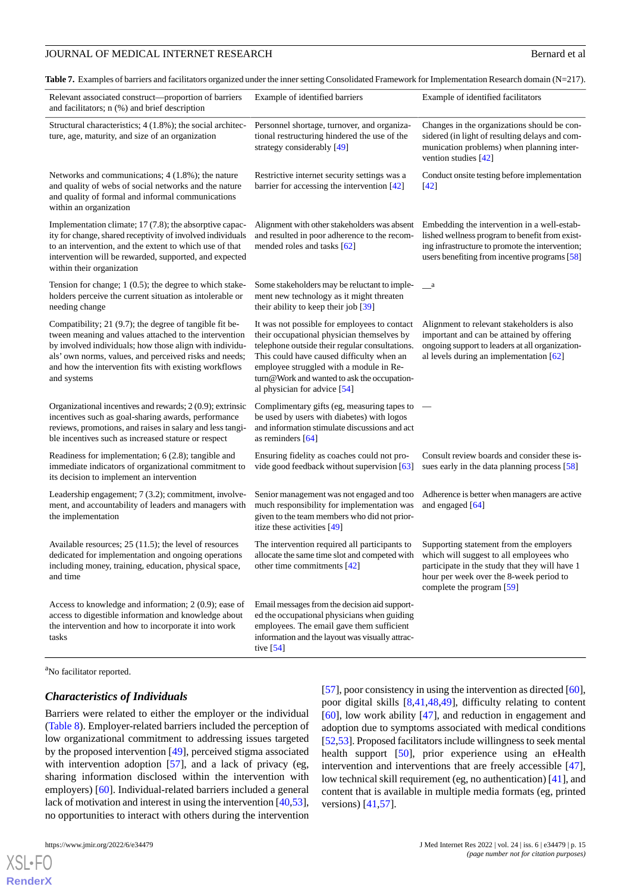**Table 7.** Examples of barriers and facilitators organized under the inner setting Consolidated Framework for Implementation Research domain (N=217).

| Relevant associated construct—proportion of barriers and facilitators; n (%) and brief description | Example of identified barriers | Example of identified facilitators |
|---|---|---|
| Structural characteristics; 4 (1.8%); the social architecture, age, maturity, and size of an organization | Personnel shortage, turnover, and organizational restructuring hindered the use of the strategy considerably [49] | Changes in the organizations should be considered (in light of resulting delays and communication problems) when planning intervention studies [42] |
| Networks and communications; 4 (1.8%); the nature and quality of webs of social networks and the nature and quality of formal and informal communications within an organization | Restrictive internet security settings was a barrier for accessing the intervention [42] | Conduct onsite testing before implementation [42] |
| Implementation climate; 17 (7.8); the absorptive capacity for change, shared receptivity of involved individuals to an intervention, and the extent to which use of that intervention will be rewarded, supported, and expected within their organization | Alignment with other stakeholders was absent and resulted in poor adherence to the recommended roles and tasks [62] | Embedding the intervention in a well-established wellness program to benefit from existing infrastructure to promote the intervention; users benefiting from incentive programs [58] |
| Tension for change; 1 (0.5); the degree to which stakeholders perceive the current situation as intolerable or needing change | Some stakeholders may be reluctant to implement new technology as it might threaten their ability to keep their job [39] | —[a] |
| Compatibility; 21 (9.7); the degree of tangible fit between meaning and values attached to the intervention by involved individuals; how those align with individuals' own norms, values, and perceived risks and needs; and how the intervention fits with existing workflows and systems | It was not possible for employees to contact their occupational physician themselves by telephone outside their regular consultations. This could have caused difficulty when an employee struggled with a module in Return@Work and wanted to ask the occupational physician for advice [54] | Alignment to relevant stakeholders is also important and can be attained by offering ongoing support to leaders at all organizational levels during an implementation [62] |
| Organizational incentives and rewards; 2 (0.9); extrinsic incentives such as goal-sharing awards, performance reviews, promotions, and raises in salary and less tangible incentives such as increased stature or respect | Complimentary gifts (eg, measuring tapes to be used by users with diabetes) with logos and information stimulate discussions and act as reminders [64] | — |
| Readiness for implementation; 6 (2.8); tangible and immediate indicators of organizational commitment to its decision to implement an intervention | Ensuring fidelity as coaches could not provide good feedback without supervision [63] | Consult review boards and consider these issues early in the data planning process [58] |
| Leadership engagement; 7 (3.2); commitment, involvement, and accountability of leaders and managers with the implementation | Senior management was not engaged and too much responsibility for implementation was given to the team members who did not prioritize these activities [49] | Adherence is better when managers are active and engaged [64] |
| Available resources; 25 (11.5); the level of resources dedicated for implementation and ongoing operations including money, training, education, physical space, and time | The intervention required all participants to allocate the same time slot and competed with other time commitments [42] | Supporting statement from the employers which will suggest to all employees who participate in the study that they will have 1 hour per week over the 8-week period to complete the program [59] |
| Access to knowledge and information; 2 (0.9); ease of access to digestible information and knowledge about the intervention and how to incorporate it into work tasks | Email messages from the decision aid supported the occupational physicians when guiding employees. The email gave them sufficient information and the layout was visually attractive [54] | |

[a]No facilitator reported.

### Characteristics of Individuals

Barriers were related to either the employer or the individual (Table 8). Employer-related barriers included the perception of low organizational commitment to addressing issues targeted by the proposed intervention [49], perceived stigma associated with intervention adoption [57], and a lack of privacy (eg, sharing information disclosed within the intervention with employers) [60]. Individual-related barriers included a general lack of motivation and interest in using the intervention [40,53], no opportunities to interact with others during the intervention [57], poor consistency in using the intervention as directed [60], poor digital skills [8,41,48,49], difficulty relating to content [60], low work ability [47], and reduction in engagement and adoption due to symptoms associated with medical conditions [52,53]. Proposed facilitators include willingness to seek mental health support [50], prior experience using an eHealth intervention and interventions that are freely accessible [47], low technical skill requirement (eg, no authentication) [41], and content that is available in multiple media formats (eg, printed versions) [41,57].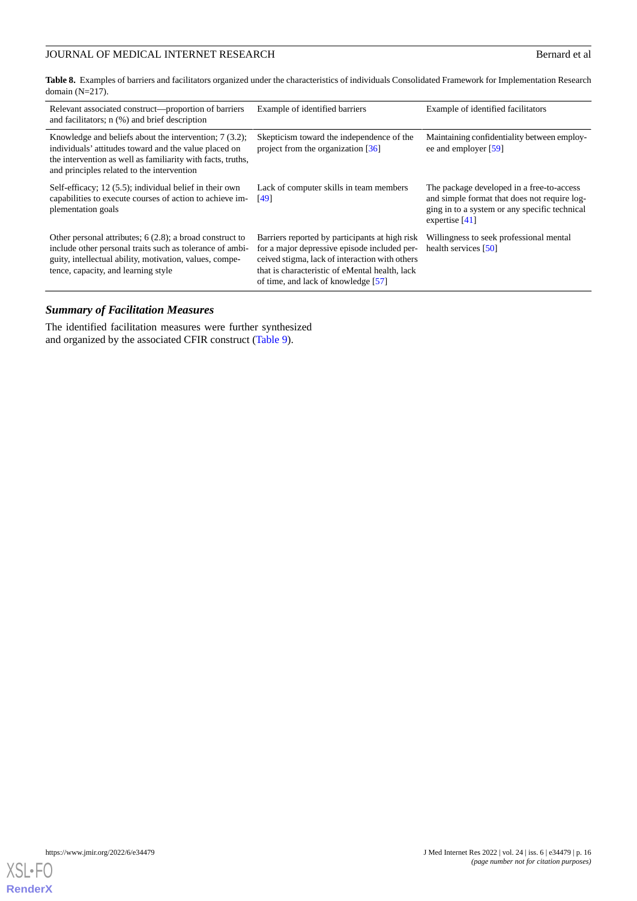**Table 8.** Examples of barriers and facilitators organized under the characteristics of individuals Consolidated Framework for Implementation Research domain (N=217).

| Relevant associated construct—proportion of barriers and facilitators; n (%) and brief description | Example of identified barriers | Example of identified facilitators |
|---|---|---|
| Knowledge and beliefs about the intervention; 7 (3.2); individuals' attitudes toward and the value placed on the intervention as well as familiarity with facts, truths, and principles related to the intervention | Skepticism toward the independence of the project from the organization [36] | Maintaining confidentiality between employee and employer [59] |
| Self-efficacy; 12 (5.5); individual belief in their own capabilities to execute courses of action to achieve implementation goals | Lack of computer skills in team members [49] | The package developed in a free-to-access and simple format that does not require logging in to a system or any specific technical expertise [41] |
| Other personal attributes; 6 (2.8); a broad construct to include other personal traits such as tolerance of ambiguity, intellectual ability, motivation, values, competence, capacity, and learning style | Barriers reported by participants at high risk for a major depressive episode included perceived stigma, lack of interaction with others that is characteristic of eMental health, lack of time, and lack of knowledge [57] | Willingness to seek professional mental health services [50] |

### *Summary of Facilitation Measures*

The identified facilitation measures were further synthesized and organized by the associated CFIR construct (Table 9).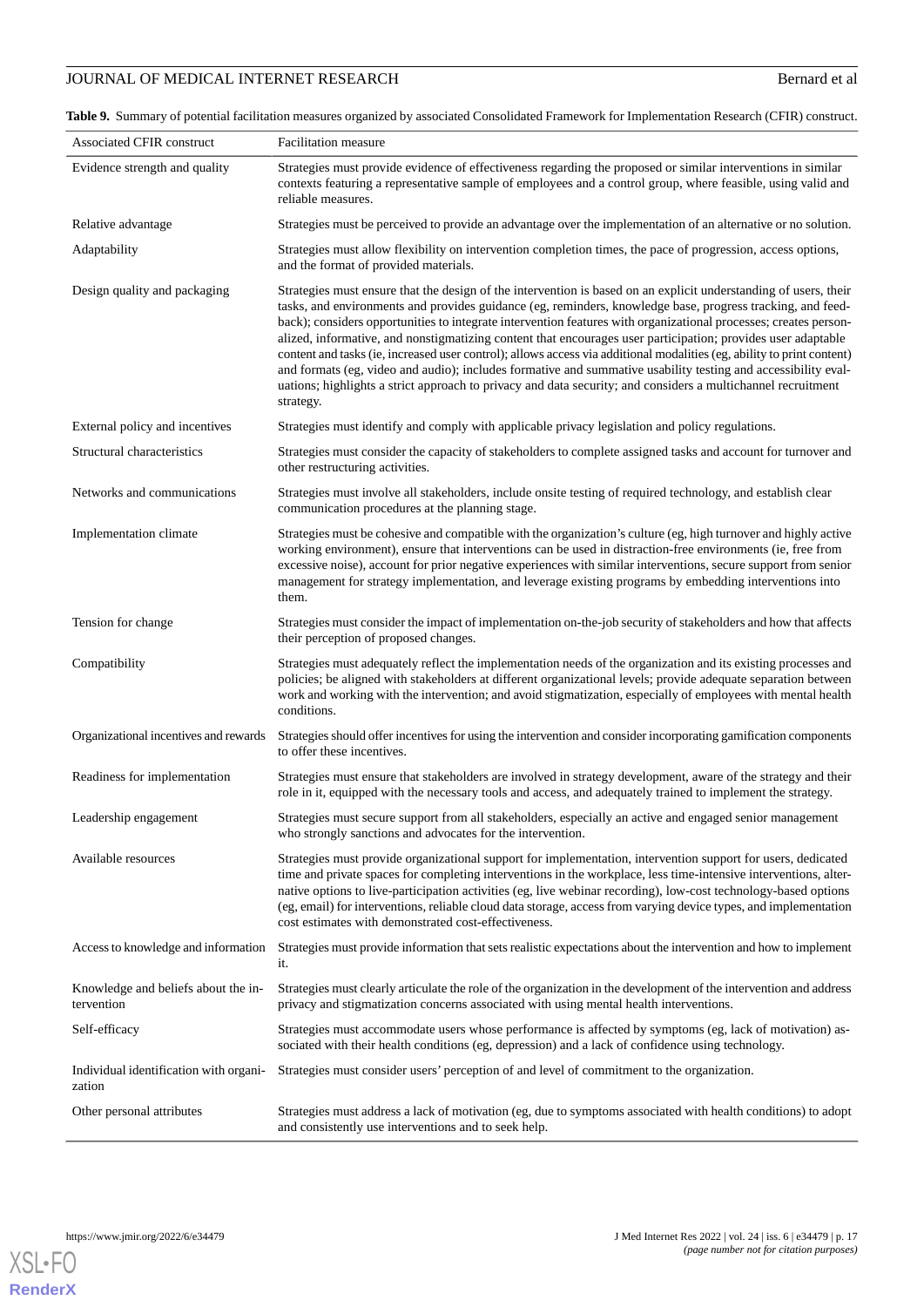**Table 9.** Summary of potential facilitation measures organized by associated Consolidated Framework for Implementation Research (CFIR) construct.

| Associated CFIR construct | Facilitation measure |
|---|---|
| Evidence strength and quality | Strategies must provide evidence of effectiveness regarding the proposed or similar interventions in similar contexts featuring a representative sample of employees and a control group, where feasible, using valid and reliable measures. |
| Relative advantage | Strategies must be perceived to provide an advantage over the implementation of an alternative or no solution. |
| Adaptability | Strategies must allow flexibility on intervention completion times, the pace of progression, access options, and the format of provided materials. |
| Design quality and packaging | Strategies must ensure that the design of the intervention is based on an explicit understanding of users, their tasks, and environments and provides guidance (eg, reminders, knowledge base, progress tracking, and feedback); considers opportunities to integrate intervention features with organizational processes; creates personalized, informative, and nonstigmatizing content that encourages user participation; provides user adaptable content and tasks (ie, increased user control); allows access via additional modalities (eg, ability to print content) and formats (eg, video and audio); includes formative and summative usability testing and accessibility evaluations; highlights a strict approach to privacy and data security; and considers a multichannel recruitment strategy. |
| External policy and incentives | Strategies must identify and comply with applicable privacy legislation and policy regulations. |
| Structural characteristics | Strategies must consider the capacity of stakeholders to complete assigned tasks and account for turnover and other restructuring activities. |
| Networks and communications | Strategies must involve all stakeholders, include onsite testing of required technology, and establish clear communication procedures at the planning stage. |
| Implementation climate | Strategies must be cohesive and compatible with the organization's culture (eg, high turnover and highly active working environment), ensure that interventions can be used in distraction-free environments (ie, free from excessive noise), account for prior negative experiences with similar interventions, secure support from senior management for strategy implementation, and leverage existing programs by embedding interventions into them. |
| Tension for change | Strategies must consider the impact of implementation on-the-job security of stakeholders and how that affects their perception of proposed changes. |
| Compatibility | Strategies must adequately reflect the implementation needs of the organization and its existing processes and policies; be aligned with stakeholders at different organizational levels; provide adequate separation between work and working with the intervention; and avoid stigmatization, especially of employees with mental health conditions. |
| Organizational incentives and rewards | Strategies should offer incentives for using the intervention and consider incorporating gamification components to offer these incentives. |
| Readiness for implementation | Strategies must ensure that stakeholders are involved in strategy development, aware of the strategy and their role in it, equipped with the necessary tools and access, and adequately trained to implement the strategy. |
| Leadership engagement | Strategies must secure support from all stakeholders, especially an active and engaged senior management who strongly sanctions and advocates for the intervention. |
| Available resources | Strategies must provide organizational support for implementation, intervention support for users, dedicated time and private spaces for completing interventions in the workplace, less time-intensive interventions, alternative options to live-participation activities (eg, live webinar recording), low-cost technology-based options (eg, email) for interventions, reliable cloud data storage, access from varying device types, and implementation cost estimates with demonstrated cost-effectiveness. |
| Access to knowledge and information | Strategies must provide information that sets realistic expectations about the intervention and how to implement it. |
| Knowledge and beliefs about the intervention | Strategies must clearly articulate the role of the organization in the development of the intervention and address privacy and stigmatization concerns associated with using mental health interventions. |
| Self-efficacy | Strategies must accommodate users whose performance is affected by symptoms (eg, lack of motivation) associated with their health conditions (eg, depression) and a lack of confidence using technology. |
| Individual identification with organization | Strategies must consider users' perception of and level of commitment to the organization. |
| Other personal attributes | Strategies must address a lack of motivation (eg, due to symptoms associated with health conditions) to adopt and consistently use interventions and to seek help. |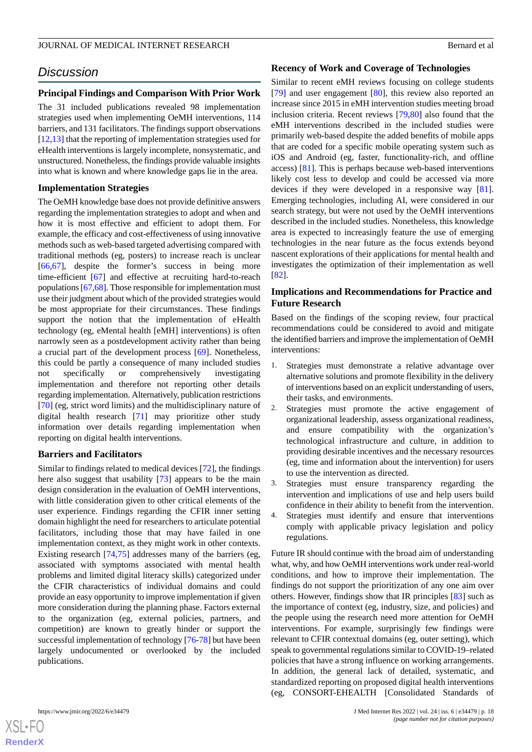## Discussion

### Principal Findings and Comparison With Prior Work

The 31 included publications revealed 98 implementation strategies used when implementing OeMH interventions, 114 barriers, and 131 facilitators. The findings support observations [12,13] that the reporting of implementation strategies used for eHealth interventions is largely incomplete, nonsystematic, and unstructured. Nonetheless, the findings provide valuable insights into what is known and where knowledge gaps lie in the area.

### Implementation Strategies

The OeMH knowledge base does not provide definitive answers regarding the implementation strategies to adopt and when and how it is most effective and efficient to adopt them. For example, the efficacy and cost-effectiveness of using innovative methods such as web-based targeted advertising compared with traditional methods (eg, posters) to increase reach is unclear [66,67], despite the former's success in being more time-efficient [67] and effective at recruiting hard-to-reach populations [67,68]. Those responsible for implementation must use their judgment about which of the provided strategies would be most appropriate for their circumstances. These findings support the notion that the implementation of eHealth technology (eg, eMental health [eMH] interventions) is often narrowly seen as a postdevelopment activity rather than being a crucial part of the development process [69]. Nonetheless, this could be partly a consequence of many included studies not specifically or comprehensively investigating implementation and therefore not reporting other details regarding implementation. Alternatively, publication restrictions [70] (eg, strict word limits) and the multidisciplinary nature of digital health research [71] may prioritize other study information over details regarding implementation when reporting on digital health interventions.

### Barriers and Facilitators

Similar to findings related to medical devices [72], the findings here also suggest that usability [73] appears to be the main design consideration in the evaluation of OeMH interventions, with little consideration given to other critical elements of the user experience. Findings regarding the CFIR inner setting domain highlight the need for researchers to articulate potential facilitators, including those that may have failed in one implementation context, as they might work in other contexts. Existing research [74,75] addresses many of the barriers (eg, associated with symptoms associated with mental health problems and limited digital literacy skills) categorized under the CFIR characteristics of individual domains and could provide an easy opportunity to improve implementation if given more consideration during the planning phase. Factors external to the organization (eg, external policies, partners, and competition) are known to greatly hinder or support the successful implementation of technology [76-78] but have been largely undocumented or overlooked by the included publications.

### Recency of Work and Coverage of Technologies

Similar to recent eMH reviews focusing on college students [79] and user engagement [80], this review also reported an increase since 2015 in eMH intervention studies meeting broad inclusion criteria. Recent reviews [79,80] also found that the eMH interventions described in the included studies were primarily web-based despite the added benefits of mobile apps that are coded for a specific mobile operating system such as iOS and Android (eg, faster, functionality-rich, and offline access) [81]. This is perhaps because web-based interventions likely cost less to develop and could be accessed via more devices if they were developed in a responsive way [81]. Emerging technologies, including AI, were considered in our search strategy, but were not used by the OeMH interventions described in the included studies. Nonetheless, this knowledge area is expected to increasingly feature the use of emerging technologies in the near future as the focus extends beyond nascent explorations of their applications for mental health and investigates the optimization of their implementation as well [82].

### Implications and Recommendations for Practice and Future Research

Based on the findings of the scoping review, four practical recommendations could be considered to avoid and mitigate the identified barriers and improve the implementation of OeMH interventions:

1. Strategies must demonstrate a relative advantage over alternative solutions and promote flexibility in the delivery of interventions based on an explicit understanding of users, their tasks, and environments.
2. Strategies must promote the active engagement of organizational leadership, assess organizational readiness, and ensure compatibility with the organization's technological infrastructure and culture, in addition to providing desirable incentives and the necessary resources (eg, time and information about the intervention) for users to use the intervention as directed.
3. Strategies must ensure transparency regarding the intervention and implications of use and help users build confidence in their ability to benefit from the intervention.
4. Strategies must identify and ensure that interventions comply with applicable privacy legislation and policy regulations.

Future IR should continue with the broad aim of understanding what, why, and how OeMH interventions work under real-world conditions, and how to improve their implementation. The findings do not support the prioritization of any one aim over others. However, findings show that IR principles [83] such as the importance of context (eg, industry, size, and policies) and the people using the research need more attention for OeMH interventions. For example, surprisingly few findings were relevant to CFIR contextual domains (eg, outer setting), which speak to governmental regulations similar to COVID-19–related policies that have a strong influence on working arrangements. In addition, the general lack of detailed, systematic, and standardized reporting on proposed digital health interventions (eg, CONSORT-EHEALTH [Consolidated Standards of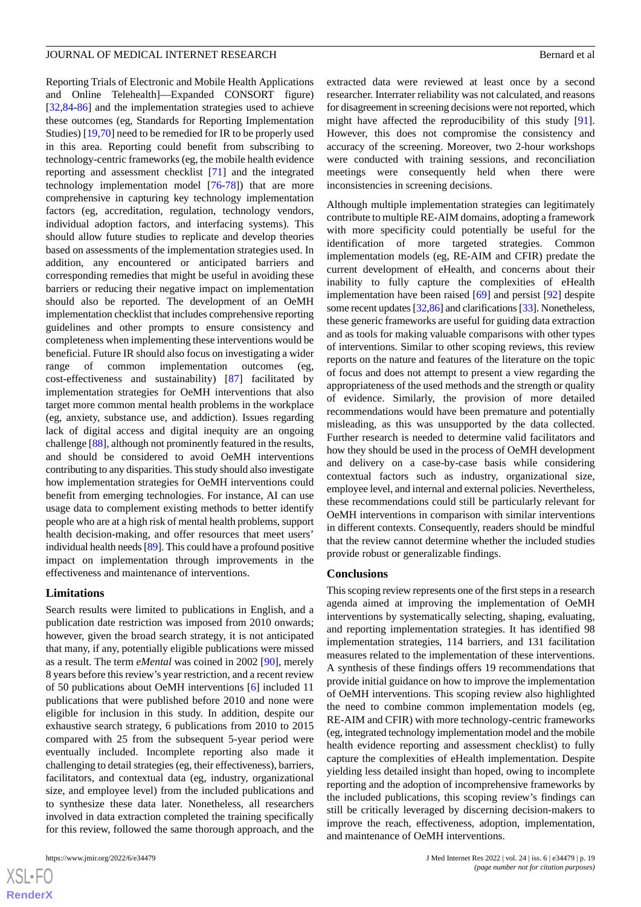Reporting Trials of Electronic and Mobile Health Applications and Online Telehealth]—Expanded CONSORT figure) [32,84-86] and the implementation strategies used to achieve these outcomes (eg, Standards for Reporting Implementation Studies) [19,70] need to be remedied for IR to be properly used in this area. Reporting could benefit from subscribing to technology-centric frameworks (eg, the mobile health evidence reporting and assessment checklist [71] and the integrated technology implementation model [76-78]) that are more comprehensive in capturing key technology implementation factors (eg, accreditation, regulation, technology vendors, individual adoption factors, and interfacing systems). This should allow future studies to replicate and develop theories based on assessments of the implementation strategies used. In addition, any encountered or anticipated barriers and corresponding remedies that might be useful in avoiding these barriers or reducing their negative impact on implementation should also be reported. The development of an OeMH implementation checklist that includes comprehensive reporting guidelines and other prompts to ensure consistency and completeness when implementing these interventions would be beneficial. Future IR should also focus on investigating a wider range of common implementation outcomes (eg, cost-effectiveness and sustainability) [87] facilitated by implementation strategies for OeMH interventions that also target more common mental health problems in the workplace (eg, anxiety, substance use, and addiction). Issues regarding lack of digital access and digital inequity are an ongoing challenge [88], although not prominently featured in the results, and should be considered to avoid OeMH interventions contributing to any disparities. This study should also investigate how implementation strategies for OeMH interventions could benefit from emerging technologies. For instance, AI can use usage data to complement existing methods to better identify people who are at a high risk of mental health problems, support health decision-making, and offer resources that meet users' individual health needs [89]. This could have a profound positive impact on implementation through improvements in the effectiveness and maintenance of interventions.

### Limitations

Search results were limited to publications in English, and a publication date restriction was imposed from 2010 onwards; however, given the broad search strategy, it is not anticipated that many, if any, potentially eligible publications were missed as a result. The term *eMental* was coined in 2002 [90], merely 8 years before this review's year restriction, and a recent review of 50 publications about OeMH interventions [6] included 11 publications that were published before 2010 and none were eligible for inclusion in this study. In addition, despite our exhaustive search strategy, 6 publications from 2010 to 2015 compared with 25 from the subsequent 5-year period were eventually included. Incomplete reporting also made it challenging to detail strategies (eg, their effectiveness), barriers, facilitators, and contextual data (eg, industry, organizational size, and employee level) from the included publications and to synthesize these data later. Nonetheless, all researchers involved in data extraction completed the training specifically for this review, followed the same thorough approach, and the extracted data were reviewed at least once by a second researcher. Interrater reliability was not calculated, and reasons for disagreement in screening decisions were not reported, which might have affected the reproducibility of this study [91]. However, this does not compromise the consistency and accuracy of the screening. Moreover, two 2-hour workshops were conducted with training sessions, and reconciliation meetings were consequently held when there were inconsistencies in screening decisions.

Although multiple implementation strategies can legitimately contribute to multiple RE-AIM domains, adopting a framework with more specificity could potentially be useful for the identification of more targeted strategies. Common implementation models (eg, RE-AIM and CFIR) predate the current development of eHealth, and concerns about their inability to fully capture the complexities of eHealth implementation have been raised [69] and persist [92] despite some recent updates [32,86] and clarifications [33]. Nonetheless, these generic frameworks are useful for guiding data extraction and as tools for making valuable comparisons with other types of interventions. Similar to other scoping reviews, this review reports on the nature and features of the literature on the topic of focus and does not attempt to present a view regarding the appropriateness of the used methods and the strength or quality of evidence. Similarly, the provision of more detailed recommendations would have been premature and potentially misleading, as this was unsupported by the data collected. Further research is needed to determine valid facilitators and how they should be used in the process of OeMH development and delivery on a case-by-case basis while considering contextual factors such as industry, organizational size, employee level, and internal and external policies. Nevertheless, these recommendations could still be particularly relevant for OeMH interventions in comparison with similar interventions in different contexts. Consequently, readers should be mindful that the review cannot determine whether the included studies provide robust or generalizable findings.

### Conclusions

This scoping review represents one of the first steps in a research agenda aimed at improving the implementation of OeMH interventions by systematically selecting, shaping, evaluating, and reporting implementation strategies. It has identified 98 implementation strategies, 114 barriers, and 131 facilitation measures related to the implementation of these interventions. A synthesis of these findings offers 19 recommendations that provide initial guidance on how to improve the implementation of OeMH interventions. This scoping review also highlighted the need to combine common implementation models (eg, RE-AIM and CFIR) with more technology-centric frameworks (eg, integrated technology implementation model and the mobile health evidence reporting and assessment checklist) to fully capture the complexities of eHealth implementation. Despite yielding less detailed insight than hoped, owing to incomplete reporting and the adoption of incomprehensive frameworks by the included publications, this scoping review's findings can still be critically leveraged by discerning decision-makers to improve the reach, effectiveness, adoption, implementation, and maintenance of OeMH interventions.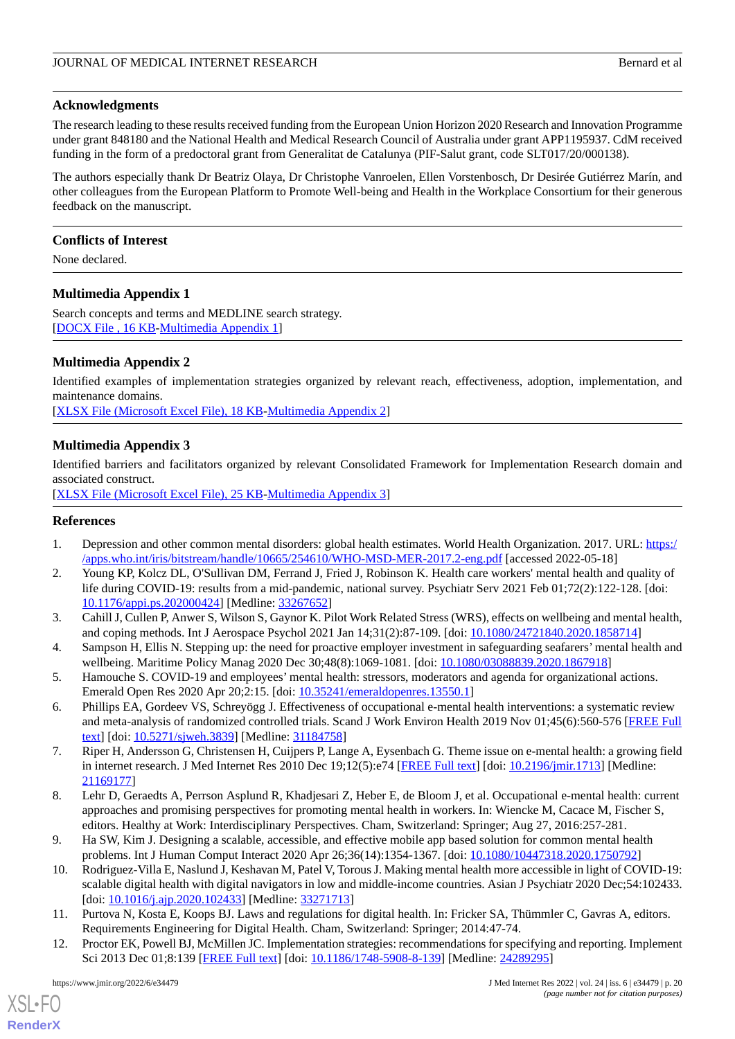## Acknowledgments

The research leading to these results received funding from the European Union Horizon 2020 Research and Innovation Programme under grant 848180 and the National Health and Medical Research Council of Australia under grant APP1195937. CdM received funding in the form of a predoctoral grant from Generalitat de Catalunya (PIF-Salut grant, code SLT017/20/000138).

The authors especially thank Dr Beatriz Olaya, Dr Christophe Vanroelen, Ellen Vorstenbosch, Dr Desirée Gutiérrez Marín, and other colleagues from the European Platform to Promote Well-being and Health in the Workplace Consortium for their generous feedback on the manuscript.

## Conflicts of Interest

None declared.

## Multimedia Appendix 1

Search concepts and terms and MEDLINE search strategy.
[DOCX File , 16 KB-Multimedia Appendix 1]

## Multimedia Appendix 2

Identified examples of implementation strategies organized by relevant reach, effectiveness, adoption, implementation, and maintenance domains.
[XLSX File (Microsoft Excel File), 18 KB-Multimedia Appendix 2]

## Multimedia Appendix 3

Identified barriers and facilitators organized by relevant Consolidated Framework for Implementation Research domain and associated construct.
[XLSX File (Microsoft Excel File), 25 KB-Multimedia Appendix 3]

## References

1. Depression and other common mental disorders: global health estimates. World Health Organization. 2017. URL: https://apps.who.int/iris/bitstream/handle/10665/254610/WHO-MSD-MER-2017.2-eng.pdf [accessed 2022-05-18]
2. Young KP, Kolcz DL, O'Sullivan DM, Ferrand J, Fried J, Robinson K. Health care workers' mental health and quality of life during COVID-19: results from a mid-pandemic, national survey. Psychiatr Serv 2021 Feb 01;72(2):122-128. [doi: 10.1176/appi.ps.202000424] [Medline: 33267652]
3. Cahill J, Cullen P, Anwer S, Wilson S, Gaynor K. Pilot Work Related Stress (WRS), effects on wellbeing and mental health, and coping methods. Int J Aerospace Psychol 2021 Jan 14;31(2):87-109. [doi: 10.1080/24721840.2020.1858714]
4. Sampson H, Ellis N. Stepping up: the need for proactive employer investment in safeguarding seafarers' mental health and wellbeing. Maritime Policy Manag 2020 Dec 30;48(8):1069-1081. [doi: 10.1080/03088839.2020.1867918]
5. Hamouche S. COVID-19 and employees' mental health: stressors, moderators and agenda for organizational actions. Emerald Open Res 2020 Apr 20;2:15. [doi: 10.35241/emeraldopenres.13550.1]
6. Phillips EA, Gordeev VS, Schreyögg J. Effectiveness of occupational e-mental health interventions: a systematic review and meta-analysis of randomized controlled trials. Scand J Work Environ Health 2019 Nov 01;45(6):560-576 [FREE Full text] [doi: 10.5271/sjweh.3839] [Medline: 31184758]
7. Riper H, Andersson G, Christensen H, Cuijpers P, Lange A, Eysenbach G. Theme issue on e-mental health: a growing field in internet research. J Med Internet Res 2010 Dec 19;12(5):e74 [FREE Full text] [doi: 10.2196/jmir.1713] [Medline: 21169177]
8. Lehr D, Geraedts A, Perron Asplund R, Khadjesari Z, Heber E, de Bloom J, et al. Occupational e-mental health: current approaches and promising perspectives for promoting mental health in workers. In: Wiencke M, Cacace M, Fischer S, editors. Healthy at Work: Interdisciplinary Perspectives. Cham, Switzerland: Springer; Aug 27, 2016:257-281.
9. Ha SW, Kim J. Designing a scalable, accessible, and effective mobile app based solution for common mental health problems. Int J Human Comput Interact 2020 Apr 26;36(14):1354-1367. [doi: 10.1080/10447318.2020.1750792]
10. Rodriguez-Villa E, Naslund J, Keshavan M, Patel V, Torous J. Making mental health more accessible in light of COVID-19: scalable digital health with digital navigators in low and middle-income countries. Asian J Psychiatr 2020 Dec;54:102433. [doi: 10.1016/j.ajp.2020.102433] [Medline: 33271713]
11. Purtova N, Kosta E, Koops BJ. Laws and regulations for digital health. In: Fricker SA, Thümmler C, Gavras A, editors. Requirements Engineering for Digital Health. Cham, Switzerland: Springer; 2014:47-74.
12. Proctor EK, Powell BJ, McMillen JC. Implementation strategies: recommendations for specifying and reporting. Implement Sci 2013 Dec 01;8:139 [FREE Full text] [doi: 10.1186/1748-5908-8-139] [Medline: 24289295]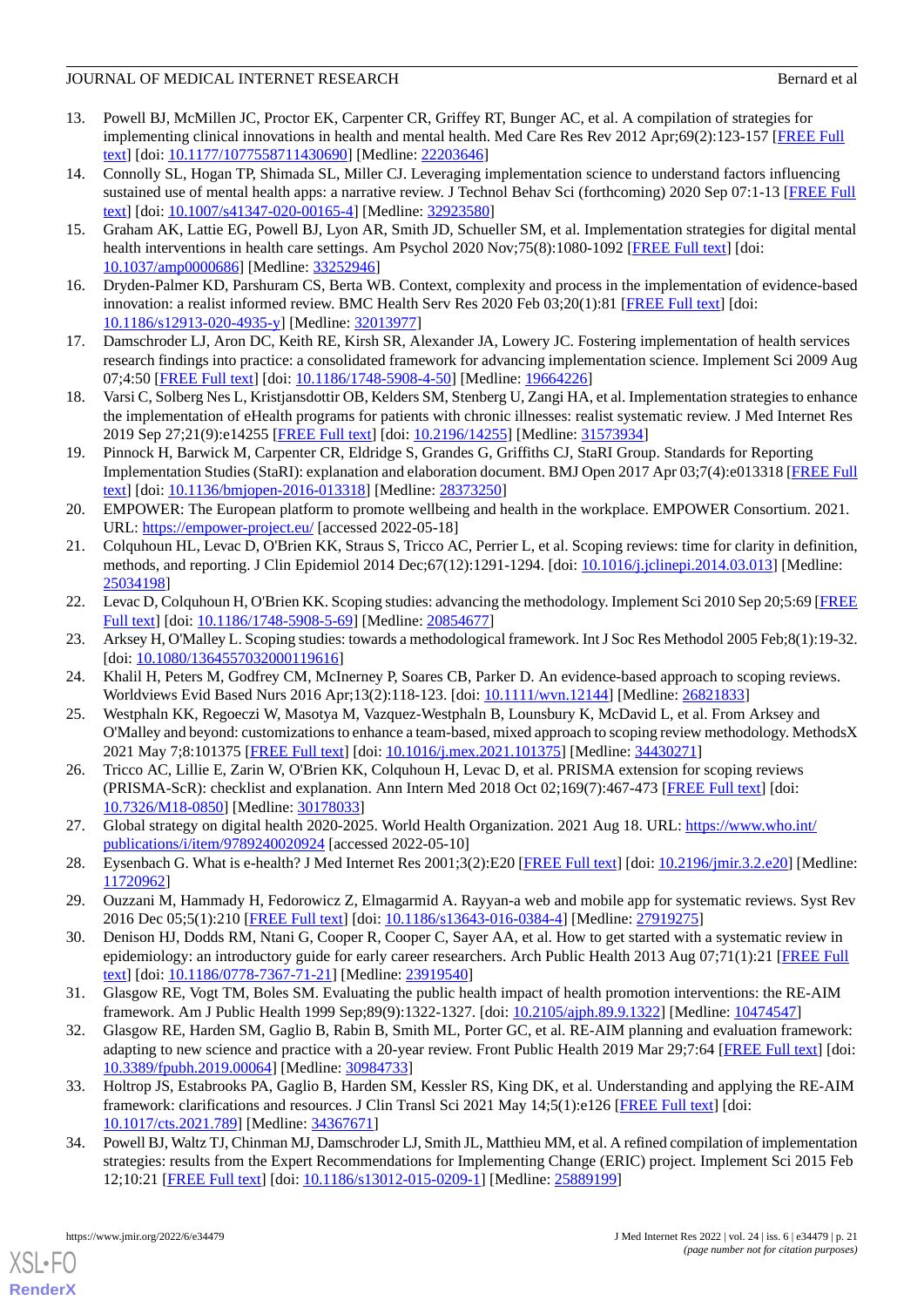13. Powell BJ, McMillen JC, Proctor EK, Carpenter CR, Griffey RT, Bunger AC, et al. A compilation of strategies for implementing clinical innovations in health and mental health. Med Care Res Rev 2012 Apr;69(2):123-157 [FREE Full text] [doi: 10.1177/1077558711430690] [Medline: 22203646]
14. Connolly SL, Hogan TP, Shimada SL, Miller CJ. Leveraging implementation science to understand factors influencing sustained use of mental health apps: a narrative review. J Technol Behav Sci (forthcoming) 2020 Sep 07:1-13 [FREE Full text] [doi: 10.1007/s41347-020-00165-4] [Medline: 32923580]
15. Graham AK, Lattie EG, Powell BJ, Lyon AR, Smith JD, Schueller SM, et al. Implementation strategies for digital mental health interventions in health care settings. Am Psychol 2020 Nov;75(8):1080-1092 [FREE Full text] [doi: 10.1037/amp0000686] [Medline: 33252946]
16. Dryden-Palmer KD, Parshuram CS, Berta WB. Context, complexity and process in the implementation of evidence-based innovation: a realist informed review. BMC Health Serv Res 2020 Feb 03;20(1):81 [FREE Full text] [doi: 10.1186/s12913-020-4935-y] [Medline: 32013977]
17. Damschroder LJ, Aron DC, Keith RE, Kirsh SR, Alexander JA, Lowery JC. Fostering implementation of health services research findings into practice: a consolidated framework for advancing implementation science. Implement Sci 2009 Aug 07;4:50 [FREE Full text] [doi: 10.1186/1748-5908-4-50] [Medline: 19664226]
18. Varsi C, Solberg Nes L, Kristjansdottir OB, Kelders SM, Stenberg U, Zangi HA, et al. Implementation strategies to enhance the implementation of eHealth programs for patients with chronic illnesses: realist systematic review. J Med Internet Res 2019 Sep 27;21(9):e14255 [FREE Full text] [doi: 10.2196/14255] [Medline: 31573934]
19. Pinnock H, Barwick M, Carpenter CR, Eldridge S, Grandes G, Griffiths CJ, StaRI Group. Standards for Reporting Implementation Studies (StaRI): explanation and elaboration document. BMJ Open 2017 Apr 03;7(4):e013318 [FREE Full text] [doi: 10.1136/bmjopen-2016-013318] [Medline: 28373250]
20. EMPOWER: The European platform to promote wellbeing and health in the workplace. EMPOWER Consortium. 2021. URL: https://empower-project.eu/ [accessed 2022-05-18]
21. Colquhoun HL, Levac D, O'Brien KK, Straus S, Tricco AC, Perrier L, et al. Scoping reviews: time for clarity in definition, methods, and reporting. J Clin Epidemiol 2014 Dec;67(12):1291-1294. [doi: 10.1016/j.jclinepi.2014.03.013] [Medline: 25034198]
22. Levac D, Colquhoun H, O'Brien KK. Scoping studies: advancing the methodology. Implement Sci 2010 Sep 20;5:69 [FREE Full text] [doi: 10.1186/1748-5908-5-69] [Medline: 20854677]
23. Arksey H, O'Malley L. Scoping studies: towards a methodological framework. Int J Soc Res Methodol 2005 Feb;8(1):19-32. [doi: 10.1080/1364557032000119616]
24. Khalil H, Peters M, Godfrey CM, McInerney P, Soares CB, Parker D. An evidence-based approach to scoping reviews. Worldviews Evid Based Nurs 2016 Apr;13(2):118-123. [doi: 10.1111/wvn.12144] [Medline: 26821833]
25. Westphaln KK, Regoeczi W, Masotya M, Vazquez-Westphaln B, Lounsbury K, McDavid L, et al. From Arksey and O'Malley and beyond: customizations to enhance a team-based, mixed approach to scoping review methodology. MethodsX 2021 May 7;8:101375 [FREE Full text] [doi: 10.1016/j.mex.2021.101375] [Medline: 34430271]
26. Tricco AC, Lillie E, Zarin W, O'Brien KK, Colquhoun H, Levac D, et al. PRISMA extension for scoping reviews (PRISMA-ScR): checklist and explanation. Ann Intern Med 2018 Oct 02;169(7):467-473 [FREE Full text] [doi: 10.7326/M18-0850] [Medline: 30178033]
27. Global strategy on digital health 2020-2025. World Health Organization. 2021 Aug 18. URL: https://www.who.int/publications/i/item/9789240020924 [accessed 2022-05-10]
28. Eysenbach G. What is e-health? J Med Internet Res 2001;3(2):E20 [FREE Full text] [doi: 10.2196/jmir.3.2.e20] [Medline: 11720962]
29. Ouzzani M, Hammady H, Fedorowicz Z, Elmagarmid A. Rayyan-a web and mobile app for systematic reviews. Syst Rev 2016 Dec 05;5(1):210 [FREE Full text] [doi: 10.1186/s13643-016-0384-4] [Medline: 27919275]
30. Denison HJ, Dodds RM, Ntani G, Cooper R, Cooper C, Sayer AA, et al. How to get started with a systematic review in epidemiology: an introductory guide for early career researchers. Arch Public Health 2013 Aug 07;71(1):21 [FREE Full text] [doi: 10.1186/0778-7367-71-21] [Medline: 23919540]
31. Glasgow RE, Vogt TM, Boles SM. Evaluating the public health impact of health promotion interventions: the RE-AIM framework. Am J Public Health 1999 Sep;89(9):1322-1327. [doi: 10.2105/ajph.89.9.1322] [Medline: 10474547]
32. Glasgow RE, Harden SM, Gaglio B, Rabin B, Smith ML, Porter GC, et al. RE-AIM planning and evaluation framework: adapting to new science and practice with a 20-year review. Front Public Health 2019 Mar 29;7:64 [FREE Full text] [doi: 10.3389/fpubh.2019.00064] [Medline: 30984733]
33. Holtrop JS, Estabrooks PA, Gaglio B, Harden SM, Kessler RS, King DK, et al. Understanding and applying the RE-AIM framework: clarifications and resources. J Clin Transl Sci 2021 May 14;5(1):e126 [FREE Full text] [doi: 10.1017/cts.2021.789] [Medline: 34367671]
34. Powell BJ, Waltz TJ, Chinman MJ, Damschroder LJ, Smith JL, Matthieu MM, et al. A refined compilation of implementation strategies: results from the Expert Recommendations for Implementing Change (ERIC) project. Implement Sci 2015 Feb 12;10:21 [FREE Full text] [doi: 10.1186/s13012-015-0209-1] [Medline: 25889199]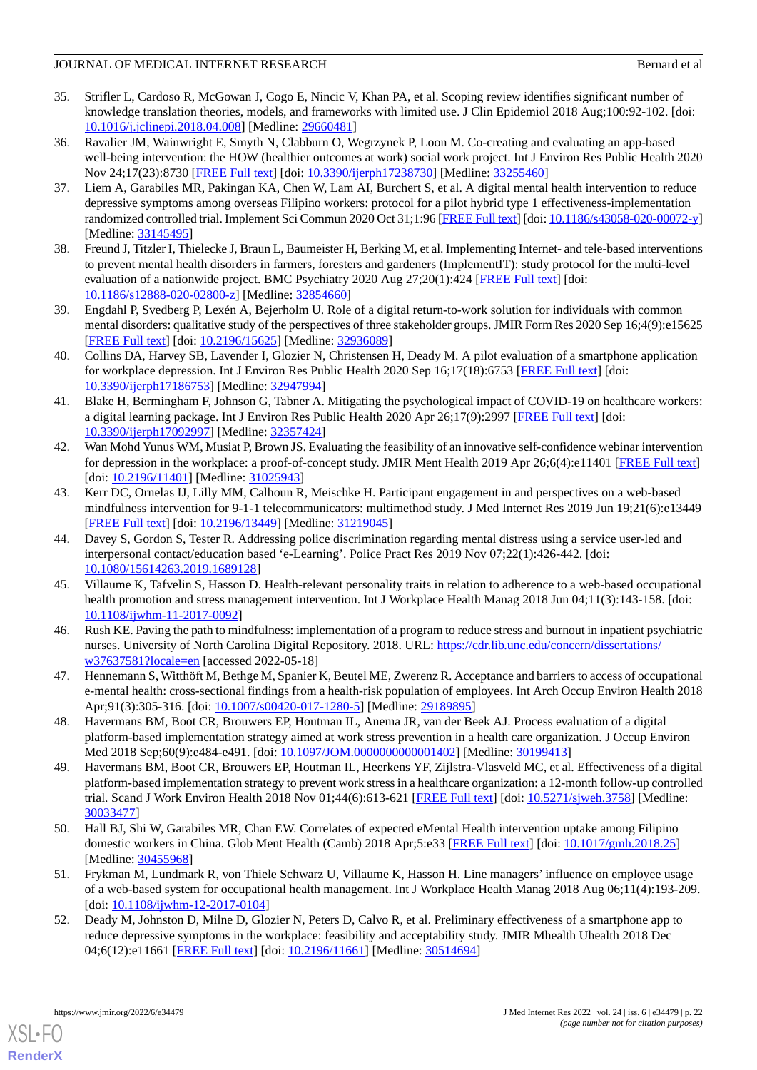35. Strifler L, Cardoso R, McGowan J, Cogo E, Nincic V, Khan PA, et al. Scoping review identifies significant number of knowledge translation theories, models, and frameworks with limited use. J Clin Epidemiol 2018 Aug;100:92-102. [doi: 10.1016/j.jclinepi.2018.04.008] [Medline: 29660481]
36. Ravalier JM, Wainwright E, Smyth N, Clabburn O, Wegrzynek P, Loon M. Co-creating and evaluating an app-based well-being intervention: the HOW (healthier outcomes at work) social work project. Int J Environ Res Public Health 2020 Nov 24;17(23):8730 [FREE Full text] [doi: 10.3390/ijerph17238730] [Medline: 33255460]
37. Liem A, Garabiles MR, Pakingan KA, Chen W, Lam AI, Burchert S, et al. A digital mental health intervention to reduce depressive symptoms among overseas Filipino workers: protocol for a pilot hybrid type 1 effectiveness-implementation randomized controlled trial. Implement Sci Commun 2020 Oct 31;1:96 [FREE Full text] [doi: 10.1186/s43058-020-00072-y] [Medline: 33145495]
38. Freund J, Titzler I, Thielecke J, Braun L, Baumeister H, Berking M, et al. Implementing Internet- and tele-based interventions to prevent mental health disorders in farmers, foresters and gardeners (ImplementIT): study protocol for the multi-level evaluation of a nationwide project. BMC Psychiatry 2020 Aug 27;20(1):424 [FREE Full text] [doi: 10.1186/s12888-020-02800-z] [Medline: 32854660]
39. Engdahl P, Svedberg P, Lexén A, Bejerholm U. Role of a digital return-to-work solution for individuals with common mental disorders: qualitative study of the perspectives of three stakeholder groups. JMIR Form Res 2020 Sep 16;4(9):e15625 [FREE Full text] [doi: 10.2196/15625] [Medline: 32936089]
40. Collins DA, Harvey SB, Lavender I, Glozier N, Christensen H, Deady M. A pilot evaluation of a smartphone application for workplace depression. Int J Environ Res Public Health 2020 Sep 16;17(18):6753 [FREE Full text] [doi: 10.3390/ijerph17186753] [Medline: 32947994]
41. Blake H, Bermingham F, Johnson G, Tabner A. Mitigating the psychological impact of COVID-19 on healthcare workers: a digital learning package. Int J Environ Res Public Health 2020 Apr 26;17(9):2997 [FREE Full text] [doi: 10.3390/ijerph17092997] [Medline: 32357424]
42. Wan Mohd Yunus WM, Musiat P, Brown JS. Evaluating the feasibility of an innovative self-confidence webinar intervention for depression in the workplace: a proof-of-concept study. JMIR Ment Health 2019 Apr 26;6(4):e11401 [FREE Full text] [doi: 10.2196/11401] [Medline: 31025943]
43. Kerr DC, Ornelas IJ, Lilly MM, Calhoun R, Meischke H. Participant engagement in and perspectives on a web-based mindfulness intervention for 9-1-1 telecommunicators: multimethod study. J Med Internet Res 2019 Jun 19;21(6):e13449 [FREE Full text] [doi: 10.2196/13449] [Medline: 31219045]
44. Davey S, Gordon S, Tester R. Addressing police discrimination regarding mental distress using a service user-led and interpersonal contact/education based 'e-Learning'. Police Pract Res 2019 Nov 07;22(1):426-442. [doi: 10.1080/15614263.2019.1689128]
45. Villaume K, Tafvelin S, Hasson D. Health-relevant personality traits in relation to adherence to a web-based occupational health promotion and stress management intervention. Int J Workplace Health Manag 2018 Jun 04;11(3):143-158. [doi: 10.1108/ijwhm-11-2017-0092]
46. Rush KE. Paving the path to mindfulness: implementation of a program to reduce stress and burnout in inpatient psychiatric nurses. University of North Carolina Digital Repository. 2018. URL: https://cdr.lib.unc.edu/concern/dissertations/w37637581?locale=en [accessed 2022-05-18]
47. Hennemann S, Witthöft M, Bethge M, Spanier K, Beutel ME, Zwerenz R. Acceptance and barriers to access of occupational e-mental health: cross-sectional findings from a health-risk population of employees. Int Arch Occup Environ Health 2018 Apr;91(3):305-316. [doi: 10.1007/s00420-017-1280-5] [Medline: 29189895]
48. Havermans BM, Boot CR, Brouwers EP, Houtman IL, Anema JR, van der Beek AJ. Process evaluation of a digital platform-based implementation strategy aimed at work stress prevention in a health care organization. J Occup Environ Med 2018 Sep;60(9):e484-e491. [doi: 10.1097/JOM.0000000000001402] [Medline: 30199413]
49. Havermans BM, Boot CR, Brouwers EP, Houtman IL, Heerkens YF, Zijlstra-Vlasveld MC, et al. Effectiveness of a digital platform-based implementation strategy to prevent work stress in a healthcare organization: a 12-month follow-up controlled trial. Scand J Work Environ Health 2018 Nov 01;44(6):613-621 [FREE Full text] [doi: 10.5271/sjweh.3758] [Medline: 30033477]
50. Hall BJ, Shi W, Garabiles MR, Chan EW. Correlates of expected eMental Health intervention uptake among Filipino domestic workers in China. Glob Ment Health (Camb) 2018 Apr;5:e33 [FREE Full text] [doi: 10.1017/gmh.2018.25] [Medline: 30455968]
51. Frykman M, Lundmark R, von Thiele Schwarz U, Villaume K, Hasson H. Line managers' influence on employee usage of a web-based system for occupational health management. Int J Workplace Health Manag 2018 Aug 06;11(4):193-209. [doi: 10.1108/ijwhm-12-2017-0104]
52. Deady M, Johnston D, Milne D, Glozier N, Peters D, Calvo R, et al. Preliminary effectiveness of a smartphone app to reduce depressive symptoms in the workplace: feasibility and acceptability study. JMIR Mhealth Uhealth 2018 Dec 04;6(12):e11661 [FREE Full text] [doi: 10.2196/11661] [Medline: 30514694]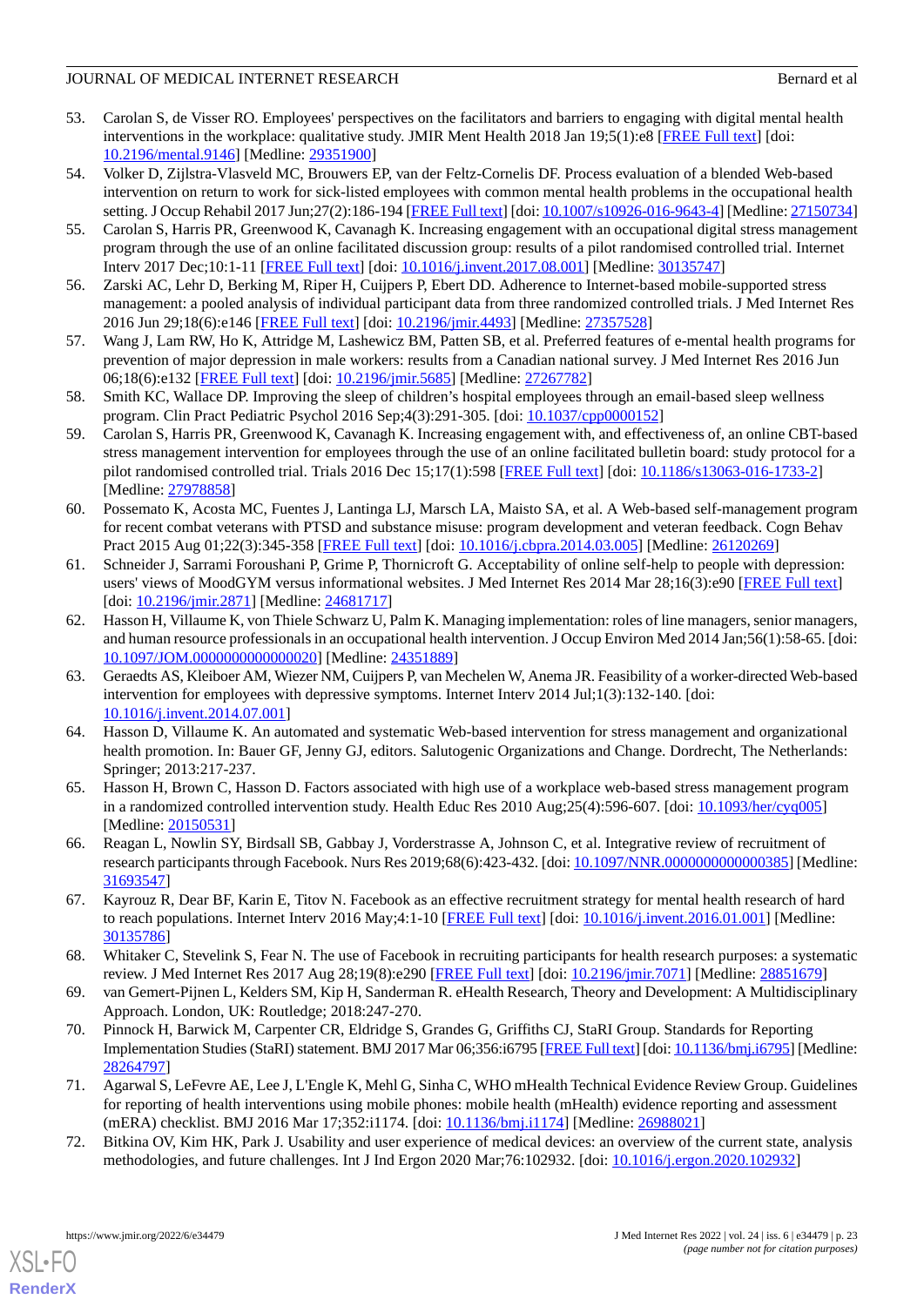53. Carolan S, de Visser RO. Employees' perspectives on the facilitators and barriers to engaging with digital mental health interventions in the workplace: qualitative study. JMIR Ment Health 2018 Jan 19;5(1):e8 [FREE Full text] [doi: 10.2196/mental.9146] [Medline: 29351900]
54. Volker D, Zijlstra-Vlasveld MC, Brouwers EP, van der Feltz-Cornelis DF. Process evaluation of a blended Web-based intervention on return to work for sick-listed employees with common mental health problems in the occupational health setting. J Occup Rehabil 2017 Jun;27(2):186-194 [FREE Full text] [doi: 10.1007/s10926-016-9643-4] [Medline: 27150734]
55. Carolan S, Harris PR, Greenwood K, Cavanagh K. Increasing engagement with an occupational digital stress management program through the use of an online facilitated discussion group: results of a pilot randomised controlled trial. Internet Interv 2017 Dec;10:1-11 [FREE Full text] [doi: 10.1016/j.invent.2017.08.001] [Medline: 30135747]
56. Zarski AC, Lehr D, Berking M, Riper H, Cuijpers P, Ebert DD. Adherence to Internet-based mobile-supported stress management: a pooled analysis of individual participant data from three randomized controlled trials. J Med Internet Res 2016 Jun 29;18(6):e146 [FREE Full text] [doi: 10.2196/jmir.4493] [Medline: 27357528]
57. Wang J, Lam RW, Ho K, Attridge M, Lashewicz BM, Patten SB, et al. Preferred features of e-mental health programs for prevention of major depression in male workers: results from a Canadian national survey. J Med Internet Res 2016 Jun 06;18(6):e132 [FREE Full text] [doi: 10.2196/jmir.5685] [Medline: 27267782]
58. Smith KC, Wallace DP. Improving the sleep of children's hospital employees through an email-based sleep wellness program. Clin Pract Pediatric Psychol 2016 Sep;4(3):291-305. [doi: 10.1037/cpp0000152]
59. Carolan S, Harris PR, Greenwood K, Cavanagh K. Increasing engagement with, and effectiveness of, an online CBT-based stress management intervention for employees through the use of an online facilitated bulletin board: study protocol for a pilot randomised controlled trial. Trials 2016 Dec 15;17(1):598 [FREE Full text] [doi: 10.1186/s13063-016-1733-2] [Medline: 27978858]
60. Possemato K, Acosta MC, Fuentes J, Lantinga LJ, Marsch LA, Maisto SA, et al. A Web-based self-management program for recent combat veterans with PTSD and substance misuse: program development and veteran feedback. Cogn Behav Pract 2015 Aug 01;22(3):345-358 [FREE Full text] [doi: 10.1016/j.cbpra.2014.03.005] [Medline: 26120269]
61. Schneider J, Sarrami Foroushani P, Grime P, Thornicroft G. Acceptability of online self-help to people with depression: users' views of MoodGYM versus informational websites. J Med Internet Res 2014 Mar 28;16(3):e90 [FREE Full text] [doi: 10.2196/jmir.2871] [Medline: 24681717]
62. Hasson H, Villaume K, von Thiele Schwarz U, Palm K. Managing implementation: roles of line managers, senior managers, and human resource professionals in an occupational health intervention. J Occup Environ Med 2014 Jan;56(1):58-65. [doi: 10.1097/JOM.0000000000000020] [Medline: 24351889]
63. Geraedts AS, Kleiboer AM, Wiezer NM, Cuijpers P, van Mechelen W, Anema JR. Feasibility of a worker-directed Web-based intervention for employees with depressive symptoms. Internet Interv 2014 Jul;1(3):132-140. [doi: 10.1016/j.invent.2014.07.001]
64. Hasson D, Villaume K. An automated and systematic Web-based intervention for stress management and organizational health promotion. In: Bauer GF, Jenny GJ, editors. Salutogenic Organizations and Change. Dordrecht, The Netherlands: Springer; 2013:217-237.
65. Hasson H, Brown C, Hasson D. Factors associated with high use of a workplace web-based stress management program in a randomized controlled intervention study. Health Educ Res 2010 Aug;25(4):596-607. [doi: 10.1093/her/cyq005] [Medline: 20150531]
66. Reagan L, Nowlin SY, Birdsall SB, Gabbay J, Vorderstrasse A, Johnson C, et al. Integrative review of recruitment of research participants through Facebook. Nurs Res 2019;68(6):423-432. [doi: 10.1097/NNR.0000000000000385] [Medline: 31693547]
67. Kayrouz R, Dear BF, Karin E, Titov N. Facebook as an effective recruitment strategy for mental health research of hard to reach populations. Internet Interv 2016 May;4:1-10 [FREE Full text] [doi: 10.1016/j.invent.2016.01.001] [Medline: 30135786]
68. Whitaker C, Stevelink S, Fear N. The use of Facebook in recruiting participants for health research purposes: a systematic review. J Med Internet Res 2017 Aug 28;19(8):e290 [FREE Full text] [doi: 10.2196/jmir.7071] [Medline: 28851679]
69. van Gemert-Pijnen L, Kelders SM, Kip H, Sanderman R. eHealth Research, Theory and Development: A Multidisciplinary Approach. London, UK: Routledge; 2018:247-270.
70. Pinnock H, Barwick M, Carpenter CR, Eldridge S, Grandes G, Griffiths CJ, StaRI Group. Standards for Reporting Implementation Studies (StaRI) statement. BMJ 2017 Mar 06;356:i6795 [FREE Full text] [doi: 10.1136/bmj.i6795] [Medline: 28264797]
71. Agarwal S, LeFevre AE, Lee J, L'Engle K, Mehl G, Sinha C, WHO mHealth Technical Evidence Review Group. Guidelines for reporting of health interventions using mobile phones: mobile health (mHealth) evidence reporting and assessment (mERA) checklist. BMJ 2016 Mar 17;352:i1174. [doi: 10.1136/bmj.i1174] [Medline: 26988021]
72. Bitkina OV, Kim HK, Park J. Usability and user experience of medical devices: an overview of the current state, analysis methodologies, and future challenges. Int J Ind Ergon 2020 Mar;76:102932. [doi: 10.1016/j.ergon.2020.102932]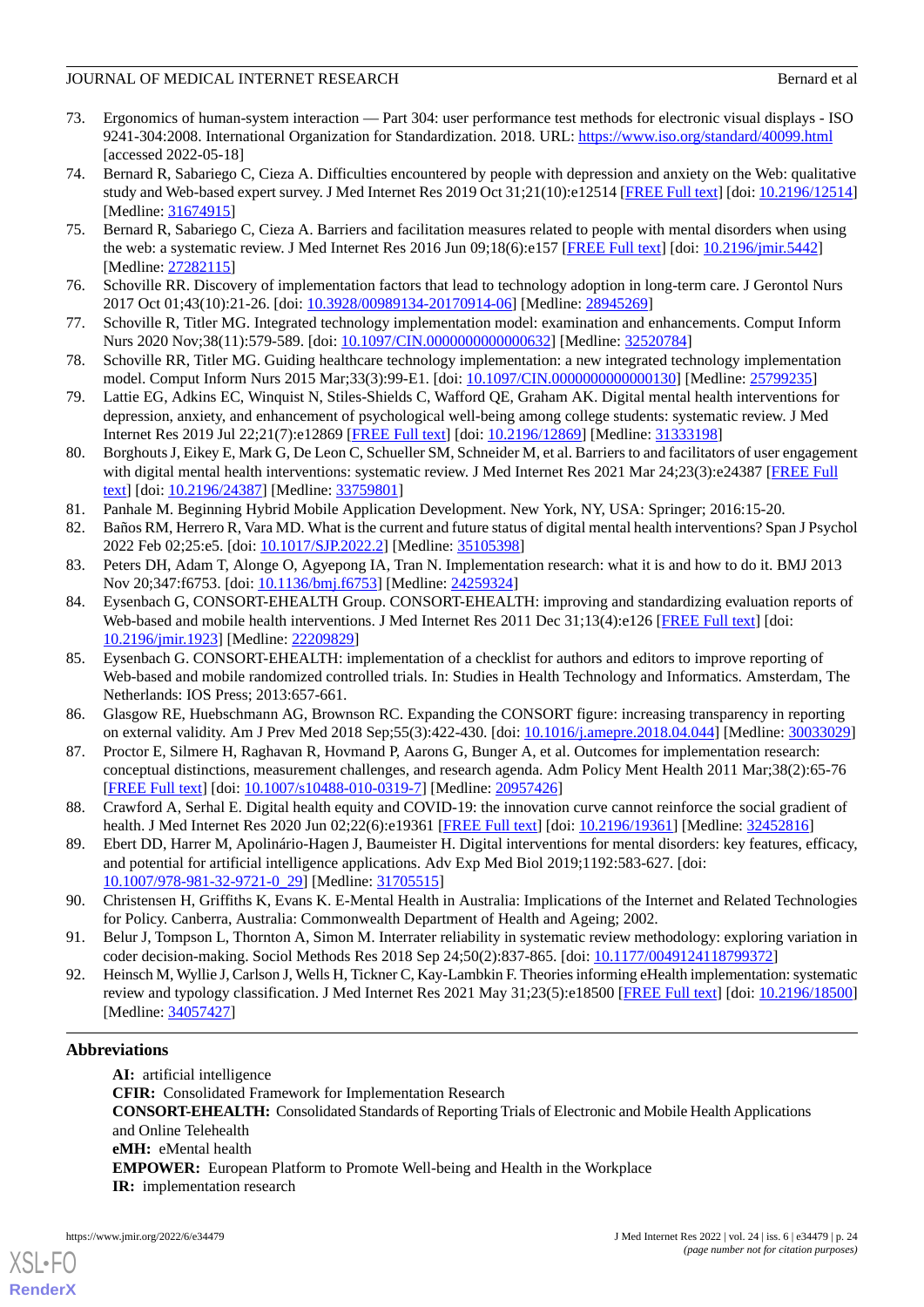73. Ergonomics of human-system interaction — Part 304: user performance test methods for electronic visual displays - ISO 9241-304:2008. International Organization for Standardization. 2018. URL: https://www.iso.org/standard/40099.html [accessed 2022-05-18]
74. Bernard R, Sabariego C, Cieza A. Difficulties encountered by people with depression and anxiety on the Web: qualitative study and Web-based expert survey. J Med Internet Res 2019 Oct 31;21(10):e12514 [FREE Full text] [doi: 10.2196/12514] [Medline: 31674915]
75. Bernard R, Sabariego C, Cieza A. Barriers and facilitation measures related to people with mental disorders when using the web: a systematic review. J Med Internet Res 2016 Jun 09;18(6):e157 [FREE Full text] [doi: 10.2196/jmir.5442] [Medline: 27282115]
76. Schoville RR. Discovery of implementation factors that lead to technology adoption in long-term care. J Gerontol Nurs 2017 Oct 01;43(10):21-26. [doi: 10.3928/00989134-20170914-06] [Medline: 28945269]
77. Schoville R, Titler MG. Integrated technology implementation model: examination and enhancements. Comput Inform Nurs 2020 Nov;38(11):579-589. [doi: 10.1097/CIN.0000000000000632] [Medline: 32520784]
78. Schoville RR, Titler MG. Guiding healthcare technology implementation: a new integrated technology implementation model. Comput Inform Nurs 2015 Mar;33(3):99-E1. [doi: 10.1097/CIN.0000000000000130] [Medline: 25799235]
79. Lattie EG, Adkins EC, Winquist N, Stiles-Shields C, Wafford QE, Graham AK. Digital mental health interventions for depression, anxiety, and enhancement of psychological well-being among college students: systematic review. J Med Internet Res 2019 Jul 22;21(7):e12869 [FREE Full text] [doi: 10.2196/12869] [Medline: 31333198]
80. Borghouts J, Eikey E, Mark G, De Leon C, Schueller SM, Schneider M, et al. Barriers to and facilitators of user engagement with digital mental health interventions: systematic review. J Med Internet Res 2021 Mar 24;23(3):e24387 [FREE Full text] [doi: 10.2196/24387] [Medline: 33759801]
81. Panhale M. Beginning Hybrid Mobile Application Development. New York, NY, USA: Springer; 2016:15-20.
82. Baños RM, Herrero R, Vara MD. What is the current and future status of digital mental health interventions? Span J Psychol 2022 Feb 02;25:e5. [doi: 10.1017/SJP.2022.2] [Medline: 35105398]
83. Peters DH, Adam T, Alonge O, Agyepong IA, Tran N. Implementation research: what it is and how to do it. BMJ 2013 Nov 20;347:f6753. [doi: 10.1136/bmj.f6753] [Medline: 24259324]
84. Eysenbach G, CONSORT-EHEALTH Group. CONSORT-EHEALTH: improving and standardizing evaluation reports of Web-based and mobile health interventions. J Med Internet Res 2011 Dec 31;13(4):e126 [FREE Full text] [doi: 10.2196/jmir.1923] [Medline: 22209829]
85. Eysenbach G. CONSORT-EHEALTH: implementation of a checklist for authors and editors to improve reporting of Web-based and mobile randomized controlled trials. In: Studies in Health Technology and Informatics. Amsterdam, The Netherlands: IOS Press; 2013:657-661.
86. Glasgow RE, Huebschmann AG, Brownson RC. Expanding the CONSORT figure: increasing transparency in reporting on external validity. Am J Prev Med 2018 Sep;55(3):422-430. [doi: 10.1016/j.amepre.2018.04.044] [Medline: 30033029]
87. Proctor E, Silmere H, Raghavan R, Hovmand P, Aarons G, Bunger A, et al. Outcomes for implementation research: conceptual distinctions, measurement challenges, and research agenda. Adm Policy Ment Health 2011 Mar;38(2):65-76 [FREE Full text] [doi: 10.1007/s10488-010-0319-7] [Medline: 20957426]
88. Crawford A, Serhal E. Digital health equity and COVID-19: the innovation curve cannot reinforce the social gradient of health. J Med Internet Res 2020 Jun 02;22(6):e19361 [FREE Full text] [doi: 10.2196/19361] [Medline: 32452816]
89. Ebert DD, Harrer M, Apolinário-Hagen J, Baumeister H. Digital interventions for mental disorders: key features, efficacy, and potential for artificial intelligence applications. Adv Exp Med Biol 2019;1192:583-627. [doi: 10.1007/978-981-32-9721-0_29] [Medline: 31705515]
90. Christensen H, Griffiths K, Evans K. E-Mental Health in Australia: Implications of the Internet and Related Technologies for Policy. Canberra, Australia: Commonwealth Department of Health and Ageing; 2002.
91. Belur J, Tompson L, Thornton A, Simon M. Interrater reliability in systematic review methodology: exploring variation in coder decision-making. Sociol Methods Res 2018 Sep 24;50(2):837-865. [doi: 10.1177/0049124118799372]
92. Heinsch M, Wyllie J, Carlson J, Wells H, Tickner C, Kay-Lambkin F. Theories informing eHealth implementation: systematic review and typology classification. J Med Internet Res 2021 May 31;23(5):e18500 [FREE Full text] [doi: 10.2196/18500] [Medline: 34057427]

## Abbreviations

**AI:** artificial intelligence
**CFIR:** Consolidated Framework for Implementation Research
**CONSORT-EHEALTH:** Consolidated Standards of Reporting Trials of Electronic and Mobile Health Applications and Online Telehealth
**eMH:** eMental health
**EMPOWER:** European Platform to Promote Well-being and Health in the Workplace
**IR:** implementation research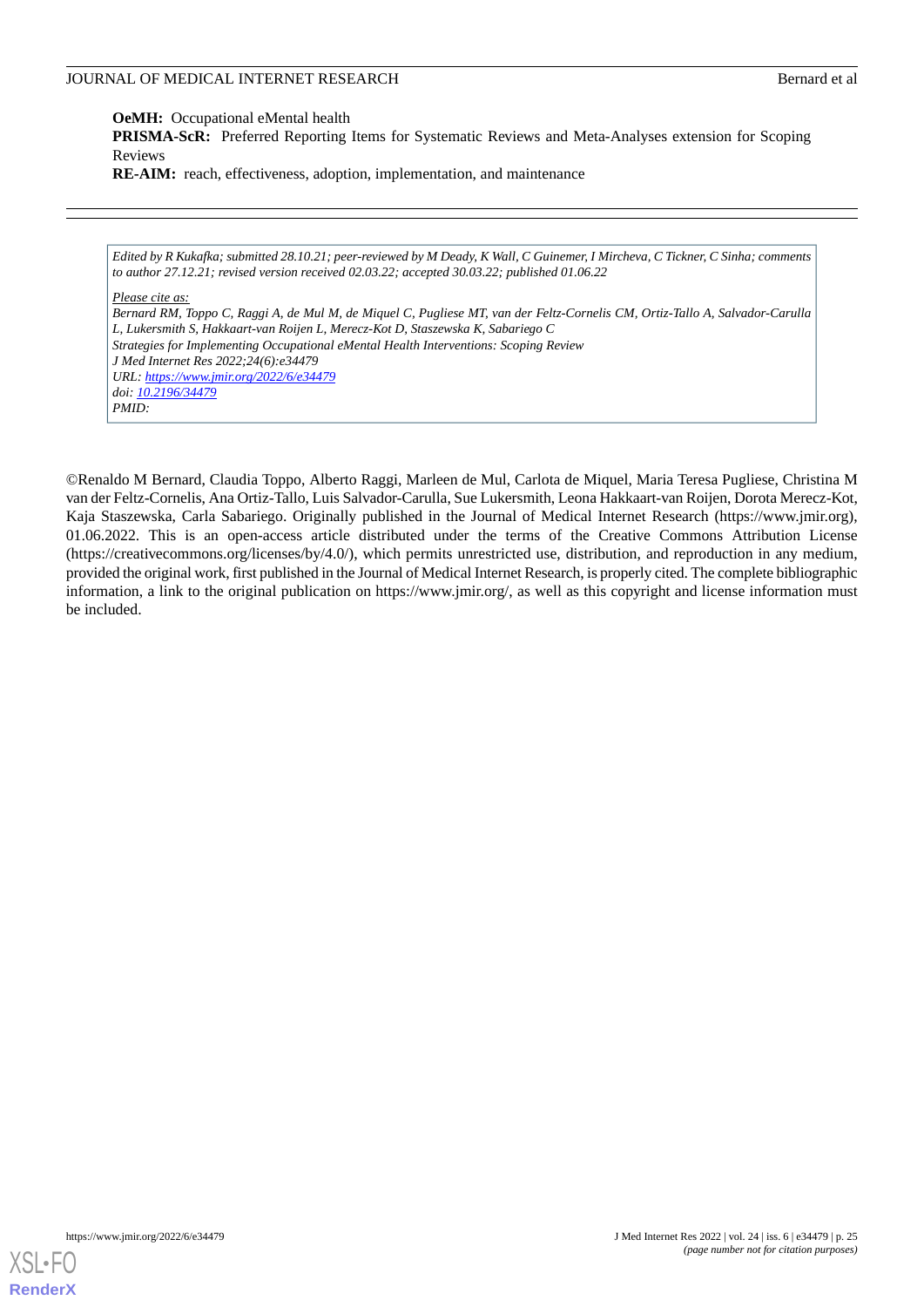**OeMH:** Occupational eMental health
**PRISMA-ScR:** Preferred Reporting Items for Systematic Reviews and Meta-Analyses extension for Scoping Reviews
**RE-AIM:** reach, effectiveness, adoption, implementation, and maintenance

---

*Edited by R Kukafka; submitted 28.10.21; peer-reviewed by M Deady, K Wall, C Guinemer, I Mircheva, C Tickner, C Sinha; comments to author 27.12.21; revised version received 02.03.22; accepted 30.03.22; published 01.06.22*

*Please cite as:*
*Bernard RM, Toppo C, Raggi A, de Mul M, de Miquel C, Pugliese MT, van der Feltz-Cornelis CM, Ortiz-Tallo A, Salvador-Carulla L, Lukersmith S, Hakkaart-van Roijen L, Merecz-Kot D, Staszewska K, Sabariego C*
*Strategies for Implementing Occupational eMental Health Interventions: Scoping Review*
*J Med Internet Res 2022;24(6):e34479*
*URL: [https://www.jmir.org/2022/6/e34479](https://www.jmir.org/2022/6/e34479)*
*doi: [10.2196/34479](10.2196/34479)*
*PMID:*

©Renaldo M Bernard, Claudia Toppo, Alberto Raggi, Marleen de Mul, Carlota de Miquel, Maria Teresa Pugliese, Christina M van der Feltz-Cornelis, Ana Ortiz-Tallo, Luis Salvador-Carulla, Sue Lukersmith, Leona Hakkaart-van Roijen, Dorota Merecz-Kot, Kaja Staszewska, Carla Sabariego. Originally published in the Journal of Medical Internet Research (https://www.jmir.org), 01.06.2022. This is an open-access article distributed under the terms of the Creative Commons Attribution License (https://creativecommons.org/licenses/by/4.0/), which permits unrestricted use, distribution, and reproduction in any medium, provided the original work, first published in the Journal of Medical Internet Research, is properly cited. The complete bibliographic information, a link to the original publication on https://www.jmir.org/, as well as this copyright and license information must be included.